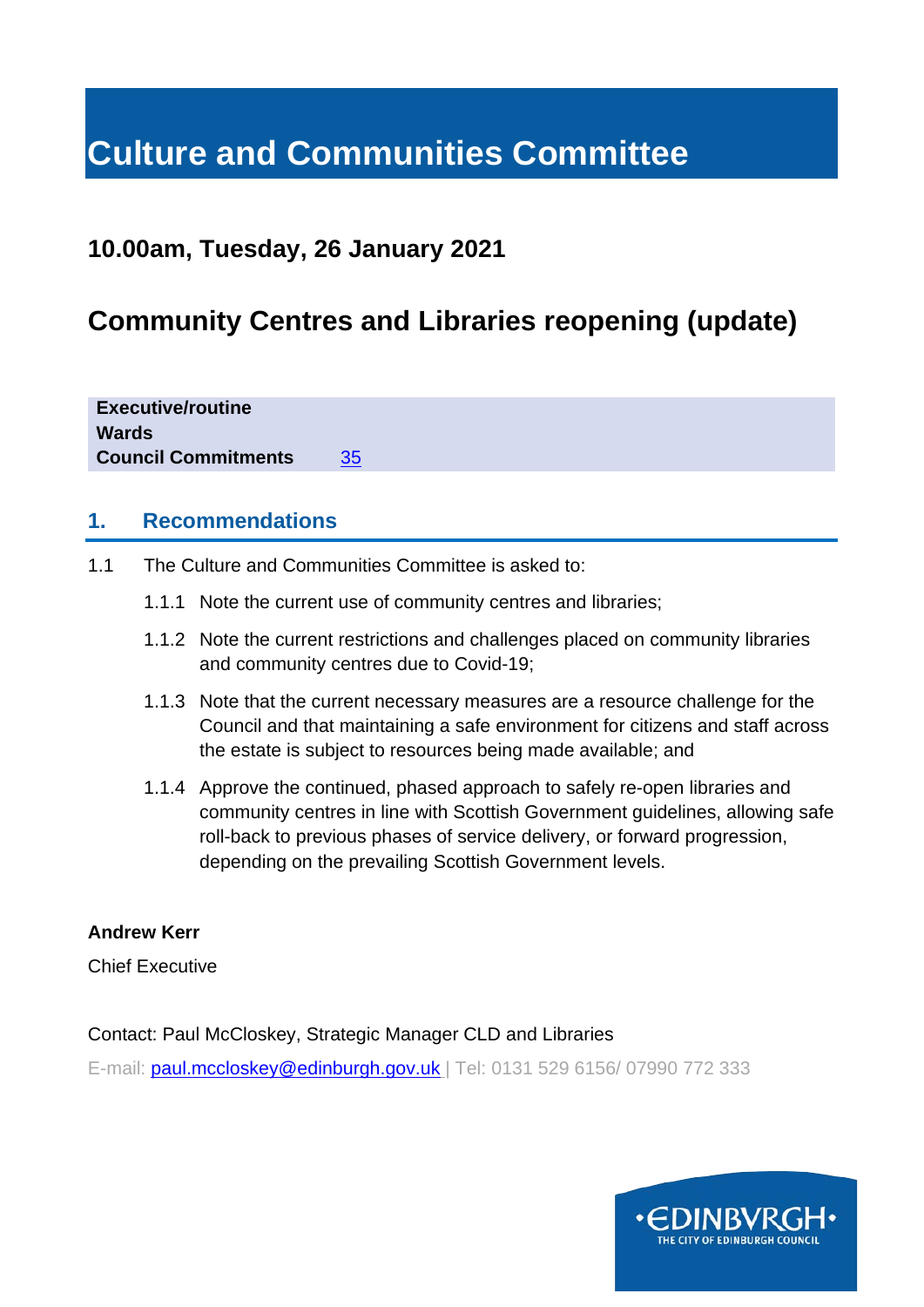# Culture and Communities Committee

## 10.00am, Tuesday, 26 January 2021

## Community Centres and Libraries reopening (update)

| | |
|---|---|
| **Executive/routine** | |
| **Wards** | |
| **Council Commitments** | 35 |

## 1. Recommendations

1.1 The Culture and Communities Committee is asked to:

1.1.1 Note the current use of community centres and libraries;

1.1.2 Note the current restrictions and challenges placed on community libraries and community centres due to Covid-19;

1.1.3 Note that the current necessary measures are a resource challenge for the Council and that maintaining a safe environment for citizens and staff across the estate is subject to resources being made available; and

1.1.4 Approve the continued, phased approach to safely re-open libraries and community centres in line with Scottish Government guidelines, allowing safe roll-back to previous phases of service delivery, or forward progression, depending on the prevailing Scottish Government levels.

**Andrew Kerr**

Chief Executive

Contact: Paul McCloskey, Strategic Manager CLD and Libraries

E-mail: paul.mccloskey@edinburgh.gov.uk | Tel: 0131 529 6156/ 07990 772 333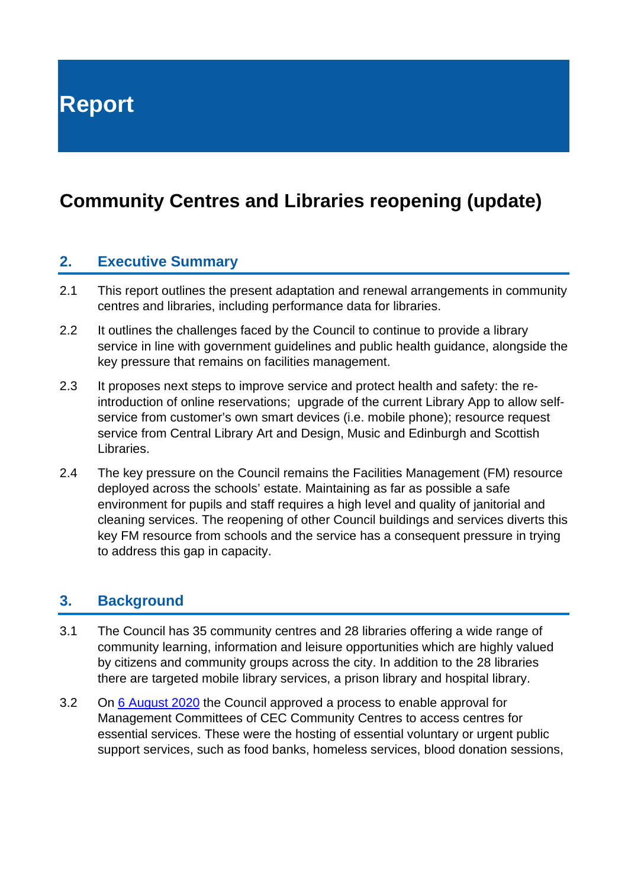// Report

## Community Centres and Libraries reopening (update)

### 2. Executive Summary

2.1 This report outlines the present adaptation and renewal arrangements in community centres and libraries, including performance data for libraries.

2.2 It outlines the challenges faced by the Council to continue to provide a library service in line with government guidelines and public health guidance, alongside the key pressure that remains on facilities management.

2.3 It proposes next steps to improve service and protect health and safety: the re-introduction of online reservations; upgrade of the current Library App to allow self-service from customer's own smart devices (i.e. mobile phone); resource request service from Central Library Art and Design, Music and Edinburgh and Scottish Libraries.

2.4 The key pressure on the Council remains the Facilities Management (FM) resource deployed across the schools' estate. Maintaining as far as possible a safe environment for pupils and staff requires a high level and quality of janitorial and cleaning services. The reopening of other Council buildings and services diverts this key FM resource from schools and the service has a consequent pressure in trying to address this gap in capacity.

### 3. Background

3.1 The Council has 35 community centres and 28 libraries offering a wide range of community learning, information and leisure opportunities which are highly valued by citizens and community groups across the city. In addition to the 28 libraries there are targeted mobile library services, a prison library and hospital library.

3.2 On 6 August 2020 the Council approved a process to enable approval for Management Committees of CEC Community Centres to access centres for essential services. These were the hosting of essential voluntary or urgent public support services, such as food banks, homeless services, blood donation sessions,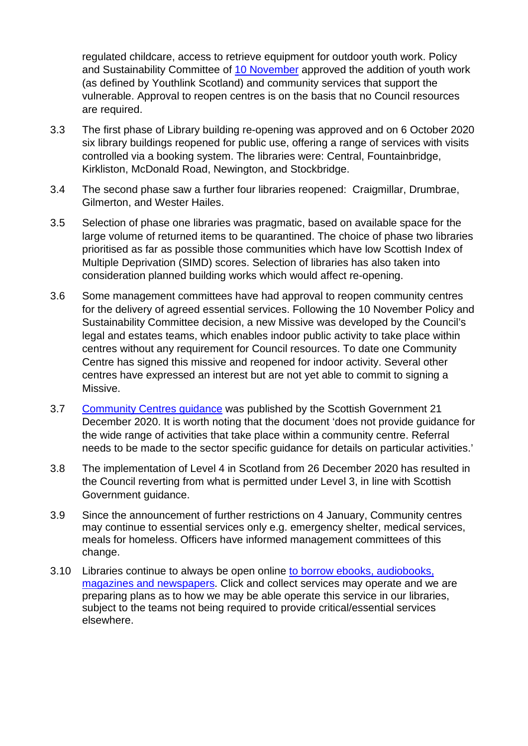regulated childcare, access to retrieve equipment for outdoor youth work. Policy and Sustainability Committee of [10 November](#) approved the addition of youth work (as defined by Youthlink Scotland) and community services that support the vulnerable. Approval to reopen centres is on the basis that no Council resources are required.

3.3 The first phase of Library building re-opening was approved and on 6 October 2020 six library buildings reopened for public use, offering a range of services with visits controlled via a booking system. The libraries were: Central, Fountainbridge, Kirkliston, McDonald Road, Newington, and Stockbridge.

3.4 The second phase saw a further four libraries reopened: Craigmillar, Drumbrae, Gilmerton, and Wester Hailes.

3.5 Selection of phase one libraries was pragmatic, based on available space for the large volume of returned items to be quarantined. The choice of phase two libraries prioritised as far as possible those communities which have low Scottish Index of Multiple Deprivation (SIMD) scores. Selection of libraries has also taken into consideration planned building works which would affect re-opening.

3.6 Some management committees have had approval to reopen community centres for the delivery of agreed essential services. Following the 10 November Policy and Sustainability Committee decision, a new Missive was developed by the Council's legal and estates teams, which enables indoor public activity to take place within centres without any requirement for Council resources. To date one Community Centre has signed this missive and reopened for indoor activity. Several other centres have expressed an interest but are not yet able to commit to signing a Missive.

3.7 [Community Centres guidance](#) was published by the Scottish Government 21 December 2020. It is worth noting that the document 'does not provide guidance for the wide range of activities that take place within a community centre. Referral needs to be made to the sector specific guidance for details on particular activities.'

3.8 The implementation of Level 4 in Scotland from 26 December 2020 has resulted in the Council reverting from what is permitted under Level 3, in line with Scottish Government guidance.

3.9 Since the announcement of further restrictions on 4 January, Community centres may continue to essential services only e.g. emergency shelter, medical services, meals for homeless. Officers have informed management committees of this change.

3.10 Libraries continue to always be open online [to borrow ebooks, audiobooks, magazines and newspapers](#). Click and collect services may operate and we are preparing plans as to how we may be able operate this service in our libraries, subject to the teams not being required to provide critical/essential services elsewhere.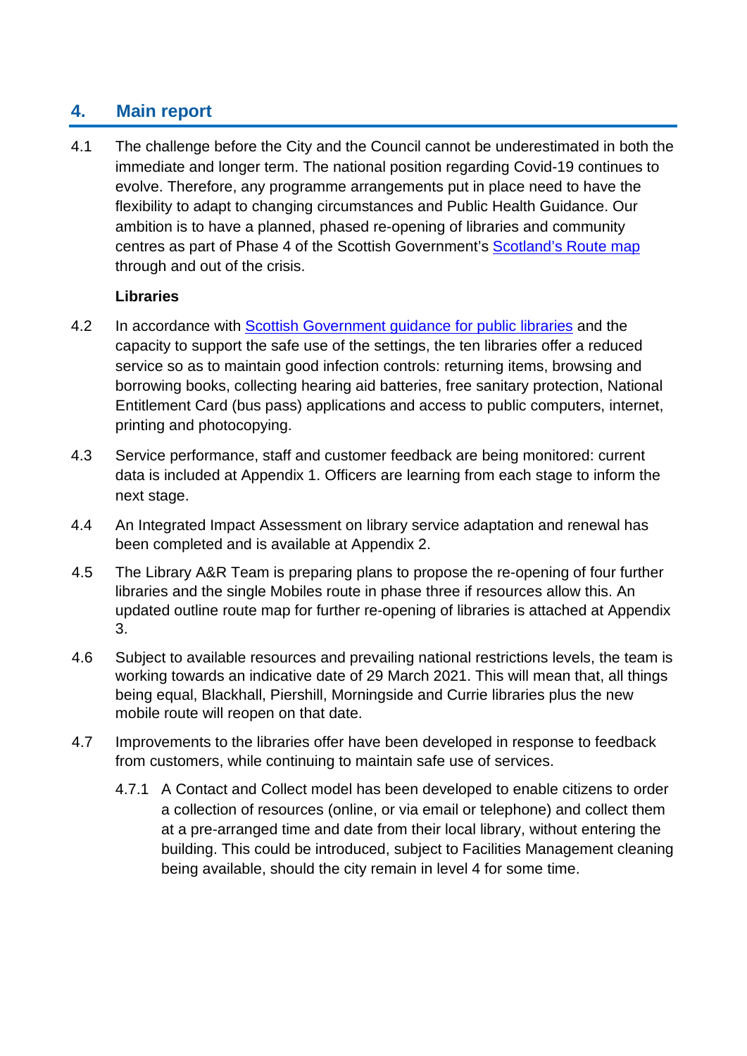## 4. Main report

4.1 The challenge before the City and the Council cannot be underestimated in both the immediate and longer term. The national position regarding Covid-19 continues to evolve. Therefore, any programme arrangements put in place need to have the flexibility to adapt to changing circumstances and Public Health Guidance. Our ambition is to have a planned, phased re-opening of libraries and community centres as part of Phase 4 of the Scottish Government's Scotland's Route map through and out of the crisis.

**Libraries**

4.2 In accordance with Scottish Government guidance for public libraries and the capacity to support the safe use of the settings, the ten libraries offer a reduced service so as to maintain good infection controls: returning items, browsing and borrowing books, collecting hearing aid batteries, free sanitary protection, National Entitlement Card (bus pass) applications and access to public computers, internet, printing and photocopying.

4.3 Service performance, staff and customer feedback are being monitored: current data is included at Appendix 1. Officers are learning from each stage to inform the next stage.

4.4 An Integrated Impact Assessment on library service adaptation and renewal has been completed and is available at Appendix 2.

4.5 The Library A&R Team is preparing plans to propose the re-opening of four further libraries and the single Mobiles route in phase three if resources allow this. An updated outline route map for further re-opening of libraries is attached at Appendix 3.

4.6 Subject to available resources and prevailing national restrictions levels, the team is working towards an indicative date of 29 March 2021. This will mean that, all things being equal, Blackhall, Piershill, Morningside and Currie libraries plus the new mobile route will reopen on that date.

4.7 Improvements to the libraries offer have been developed in response to feedback from customers, while continuing to maintain safe use of services.

4.7.1 A Contact and Collect model has been developed to enable citizens to order a collection of resources (online, or via email or telephone) and collect them at a pre-arranged time and date from their local library, without entering the building. This could be introduced, subject to Facilities Management cleaning being available, should the city remain in level 4 for some time.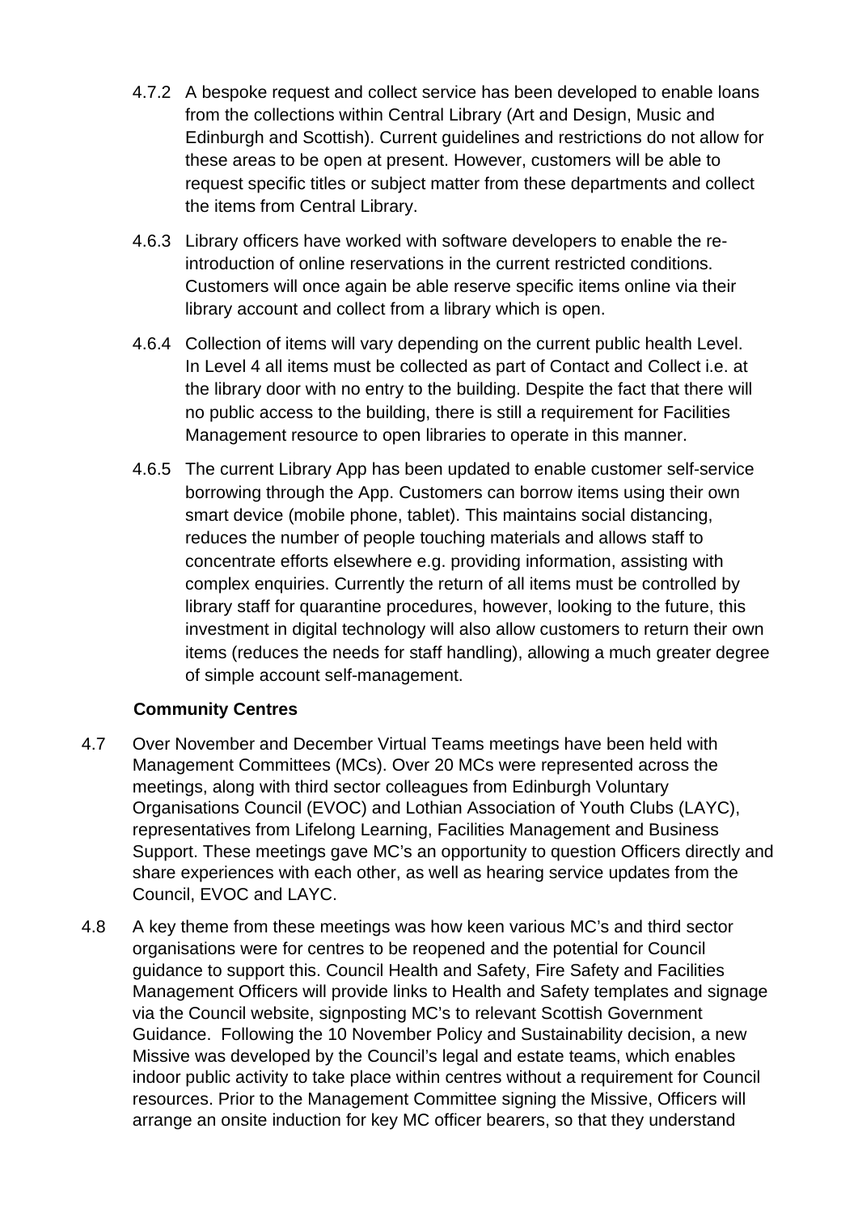4.7.2 A bespoke request and collect service has been developed to enable loans from the collections within Central Library (Art and Design, Music and Edinburgh and Scottish). Current guidelines and restrictions do not allow for these areas to be open at present. However, customers will be able to request specific titles or subject matter from these departments and collect the items from Central Library.

4.6.3 Library officers have worked with software developers to enable the re-introduction of online reservations in the current restricted conditions. Customers will once again be able reserve specific items online via their library account and collect from a library which is open.

4.6.4 Collection of items will vary depending on the current public health Level. In Level 4 all items must be collected as part of Contact and Collect i.e. at the library door with no entry to the building. Despite the fact that there will no public access to the building, there is still a requirement for Facilities Management resource to open libraries to operate in this manner.

4.6.5 The current Library App has been updated to enable customer self-service borrowing through the App. Customers can borrow items using their own smart device (mobile phone, tablet). This maintains social distancing, reduces the number of people touching materials and allows staff to concentrate efforts elsewhere e.g. providing information, assisting with complex enquiries. Currently the return of all items must be controlled by library staff for quarantine procedures, however, looking to the future, this investment in digital technology will also allow customers to return their own items (reduces the needs for staff handling), allowing a much greater degree of simple account self-management.

**Community Centres**

4.7 Over November and December Virtual Teams meetings have been held with Management Committees (MCs). Over 20 MCs were represented across the meetings, along with third sector colleagues from Edinburgh Voluntary Organisations Council (EVOC) and Lothian Association of Youth Clubs (LAYC), representatives from Lifelong Learning, Facilities Management and Business Support. These meetings gave MC's an opportunity to question Officers directly and share experiences with each other, as well as hearing service updates from the Council, EVOC and LAYC.

4.8 A key theme from these meetings was how keen various MC's and third sector organisations were for centres to be reopened and the potential for Council guidance to support this. Council Health and Safety, Fire Safety and Facilities Management Officers will provide links to Health and Safety templates and signage via the Council website, signposting MC's to relevant Scottish Government Guidance. Following the 10 November Policy and Sustainability decision, a new Missive was developed by the Council's legal and estate teams, which enables indoor public activity to take place within centres without a requirement for Council resources. Prior to the Management Committee signing the Missive, Officers will arrange an onsite induction for key MC officer bearers, so that they understand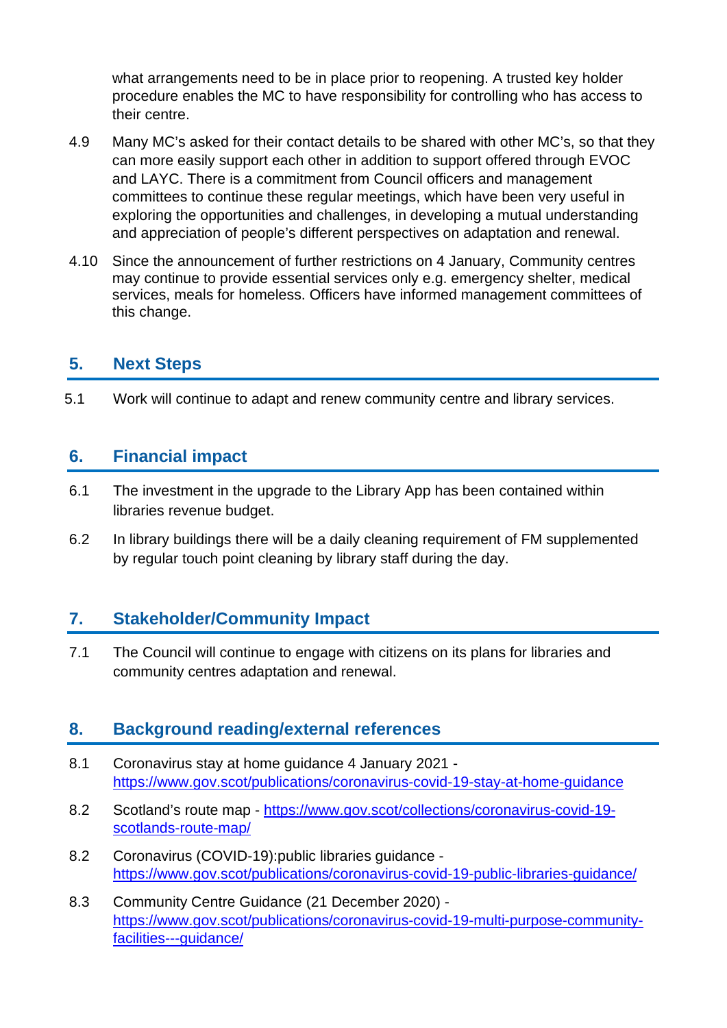what arrangements need to be in place prior to reopening. A trusted key holder procedure enables the MC to have responsibility for controlling who has access to their centre.

4.9 Many MC's asked for their contact details to be shared with other MC's, so that they can more easily support each other in addition to support offered through EVOC and LAYC. There is a commitment from Council officers and management committees to continue these regular meetings, which have been very useful in exploring the opportunities and challenges, in developing a mutual understanding and appreciation of people's different perspectives on adaptation and renewal.

4.10 Since the announcement of further restrictions on 4 January, Community centres may continue to provide essential services only e.g. emergency shelter, medical services, meals for homeless. Officers have informed management committees of this change.

## 5. Next Steps

5.1 Work will continue to adapt and renew community centre and library services.

## 6. Financial impact

6.1 The investment in the upgrade to the Library App has been contained within libraries revenue budget.

6.2 In library buildings there will be a daily cleaning requirement of FM supplemented by regular touch point cleaning by library staff during the day.

## 7. Stakeholder/Community Impact

7.1 The Council will continue to engage with citizens on its plans for libraries and community centres adaptation and renewal.

## 8. Background reading/external references

8.1 Coronavirus stay at home guidance 4 January 2021 - https://www.gov.scot/publications/coronavirus-covid-19-stay-at-home-guidance

8.2 Scotland's route map - https://www.gov.scot/collections/coronavirus-covid-19-scotlands-route-map/

8.2 Coronavirus (COVID-19):public libraries guidance - https://www.gov.scot/publications/coronavirus-covid-19-public-libraries-guidance/

8.3 Community Centre Guidance (21 December 2020) - https://www.gov.scot/publications/coronavirus-covid-19-multi-purpose-community-facilities---guidance/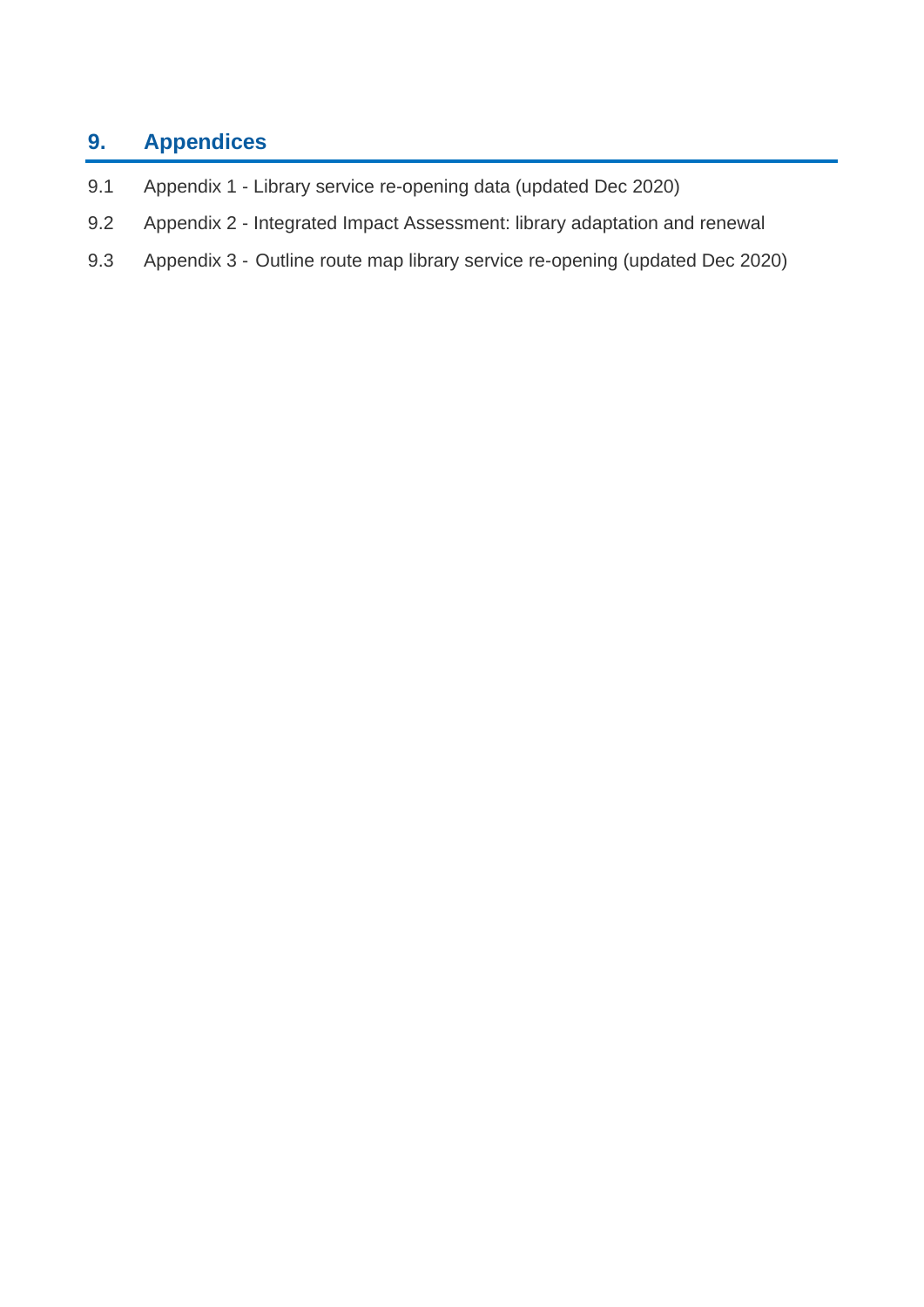## 9. Appendices

9.1 Appendix 1 - Library service re-opening data (updated Dec 2020)

9.2 Appendix 2 - Integrated Impact Assessment: library adaptation and renewal

9.3 Appendix 3 - Outline route map library service re-opening (updated Dec 2020)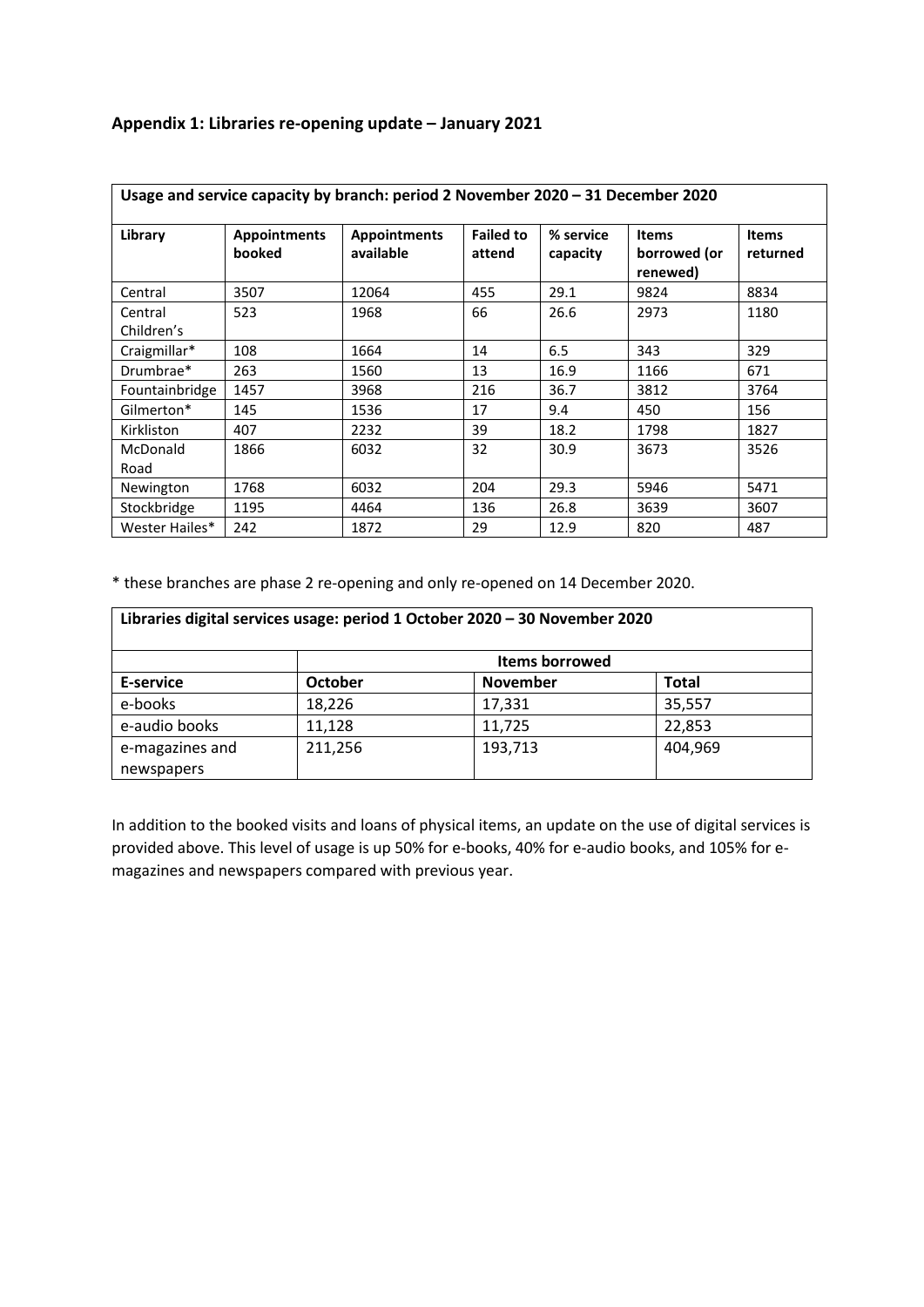## Appendix 1: Libraries re-opening update – January 2021

| **Usage and service capacity by branch: period 2 November 2020 – 31 December 2020** | | | | | | |
|---|---|---|---|---|---|---|
| **Library** | **Appointments booked** | **Appointments available** | **Failed to attend** | **% service capacity** | **Items borrowed (or renewed)** | **Items returned** |
| Central | 3507 | 12064 | 455 | 29.1 | 9824 | 8834 |
| Central Children's | 523 | 1968 | 66 | 26.6 | 2973 | 1180 |
| Craigmillar* | 108 | 1664 | 14 | 6.5 | 343 | 329 |
| Drumbrae* | 263 | 1560 | 13 | 16.9 | 1166 | 671 |
| Fountainbridge | 1457 | 3968 | 216 | 36.7 | 3812 | 3764 |
| Gilmerton* | 145 | 1536 | 17 | 9.4 | 450 | 156 |
| Kirkliston | 407 | 2232 | 39 | 18.2 | 1798 | 1827 |
| McDonald Road | 1866 | 6032 | 32 | 30.9 | 3673 | 3526 |
| Newington | 1768 | 6032 | 204 | 29.3 | 5946 | 5471 |
| Stockbridge | 1195 | 4464 | 136 | 26.8 | 3639 | 3607 |
| Wester Hailes* | 242 | 1872 | 29 | 12.9 | 820 | 487 |

* these branches are phase 2 re-opening and only re-opened on 14 December 2020.

| **Libraries digital services usage: period 1 October 2020 – 30 November 2020** | | | |
|---|---|---|---|
| | **Items borrowed** | | |
| **E-service** | **October** | **November** | **Total** |
| e-books | 18,226 | 17,331 | 35,557 |
| e-audio books | 11,128 | 11,725 | 22,853 |
| e-magazines and newspapers | 211,256 | 193,713 | 404,969 |

In addition to the booked visits and loans of physical items, an update on the use of digital services is provided above. This level of usage is up 50% for e-books, 40% for e-audio books, and 105% for e-magazines and newspapers compared with previous year.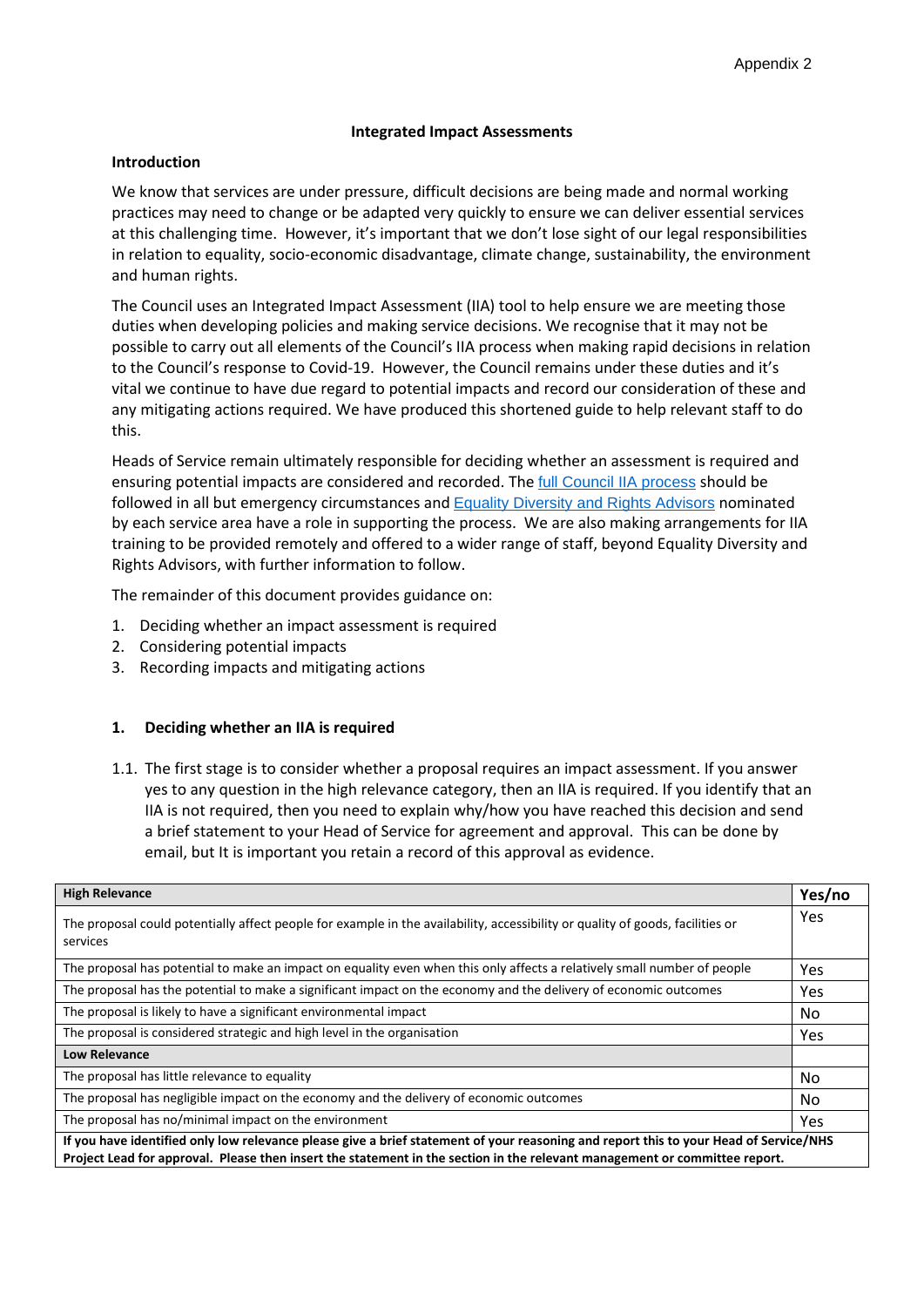Appendix 2

**Integrated Impact Assessments**

**Introduction**

We know that services are under pressure, difficult decisions are being made and normal working practices may need to change or be adapted very quickly to ensure we can deliver essential services at this challenging time. However, it's important that we don't lose sight of our legal responsibilities in relation to equality, socio-economic disadvantage, climate change, sustainability, the environment and human rights.

The Council uses an Integrated Impact Assessment (IIA) tool to help ensure we are meeting those duties when developing policies and making service decisions. We recognise that it may not be possible to carry out all elements of the Council's IIA process when making rapid decisions in relation to the Council's response to Covid-19. However, the Council remains under these duties and it's vital we continue to have due regard to potential impacts and record our consideration of these and any mitigating actions required. We have produced this shortened guide to help relevant staff to do this.

Heads of Service remain ultimately responsible for deciding whether an assessment is required and ensuring potential impacts are considered and recorded. The full Council IIA process should be followed in all but emergency circumstances and Equality Diversity and Rights Advisors nominated by each service area have a role in supporting the process. We are also making arrangements for IIA training to be provided remotely and offered to a wider range of staff, beyond Equality Diversity and Rights Advisors, with further information to follow.

The remainder of this document provides guidance on:

1. Deciding whether an impact assessment is required
2. Considering potential impacts
3. Recording impacts and mitigating actions

## 1. Deciding whether an IIA is required

1.1. The first stage is to consider whether a proposal requires an impact assessment. If you answer yes to any question in the high relevance category, then an IIA is required. If you identify that an IIA is not required, then you need to explain why/how you have reached this decision and send a brief statement to your Head of Service for agreement and approval. This can be done by email, but It is important you retain a record of this approval as evidence.

| **High Relevance** | **Yes/no** |
|---|---|
| The proposal could potentially affect people for example in the availability, accessibility or quality of goods, facilities or services | Yes |
| The proposal has potential to make an impact on equality even when this only affects a relatively small number of people | Yes |
| The proposal has the potential to make a significant impact on the economy and the delivery of economic outcomes | Yes |
| The proposal is likely to have a significant environmental impact | No |
| The proposal is considered strategic and high level in the organisation | Yes |
| **Low Relevance** | |
| The proposal has little relevance to equality | No |
| The proposal has negligible impact on the economy and the delivery of economic outcomes | No |
| The proposal has no/minimal impact on the environment | Yes |
| **If you have identified only low relevance please give a brief statement of your reasoning and report this to your Head of Service/NHS Project Lead for approval. Please then insert the statement in the section in the relevant management or committee report.** | |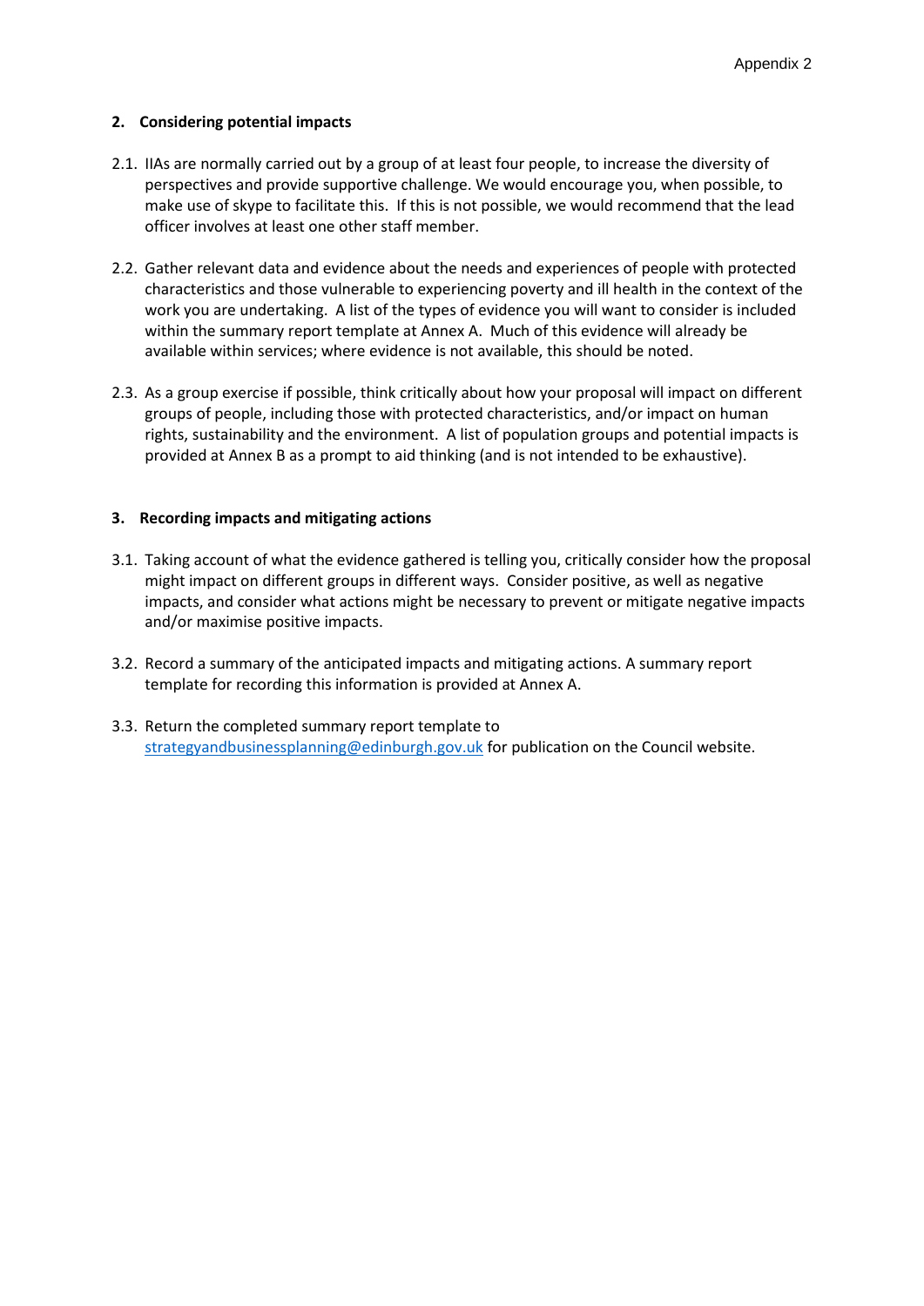## 2. Considering potential impacts

2.1. IIAs are normally carried out by a group of at least four people, to increase the diversity of perspectives and provide supportive challenge. We would encourage you, when possible, to make use of skype to facilitate this. If this is not possible, we would recommend that the lead officer involves at least one other staff member.

2.2. Gather relevant data and evidence about the needs and experiences of people with protected characteristics and those vulnerable to experiencing poverty and ill health in the context of the work you are undertaking. A list of the types of evidence you will want to consider is included within the summary report template at Annex A. Much of this evidence will already be available within services; where evidence is not available, this should be noted.

2.3. As a group exercise if possible, think critically about how your proposal will impact on different groups of people, including those with protected characteristics, and/or impact on human rights, sustainability and the environment. A list of population groups and potential impacts is provided at Annex B as a prompt to aid thinking (and is not intended to be exhaustive).

## 3. Recording impacts and mitigating actions

3.1. Taking account of what the evidence gathered is telling you, critically consider how the proposal might impact on different groups in different ways. Consider positive, as well as negative impacts, and consider what actions might be necessary to prevent or mitigate negative impacts and/or maximise positive impacts.

3.2. Record a summary of the anticipated impacts and mitigating actions. A summary report template for recording this information is provided at Annex A.

3.3. Return the completed summary report template to [strategyandbusinessplanning@edinburgh.gov.uk](mailto:strategyandbusinessplanning@edinburgh.gov.uk) for publication on the Council website.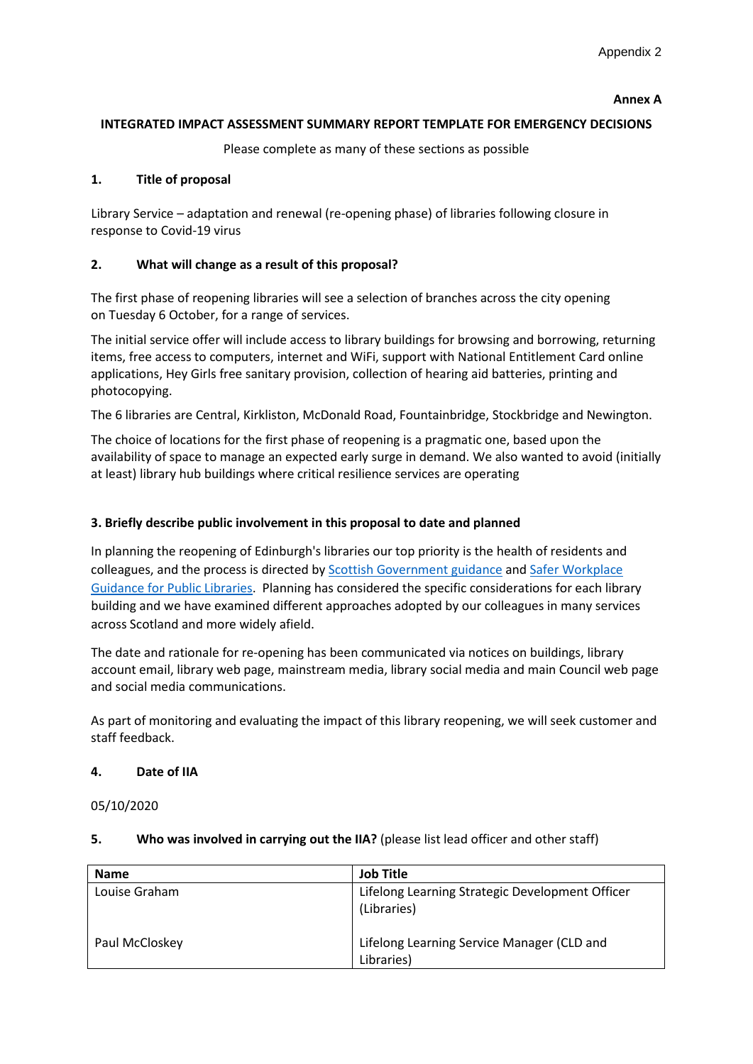Appendix 2

**Annex A**

**INTEGRATED IMPACT ASSESSMENT SUMMARY REPORT TEMPLATE FOR EMERGENCY DECISIONS**

Please complete as many of these sections as possible

## 1. Title of proposal

Library Service – adaptation and renewal (re-opening phase) of libraries following closure in response to Covid-19 virus

## 2. What will change as a result of this proposal?

The first phase of reopening libraries will see a selection of branches across the city opening on Tuesday 6 October, for a range of services.

The initial service offer will include access to library buildings for browsing and borrowing, returning items, free access to computers, internet and WiFi, support with National Entitlement Card online applications, Hey Girls free sanitary provision, collection of hearing aid batteries, printing and photocopying.

The 6 libraries are Central, Kirkliston, McDonald Road, Fountainbridge, Stockbridge and Newington.

The choice of locations for the first phase of reopening is a pragmatic one, based upon the availability of space to manage an expected early surge in demand. We also wanted to avoid (initially at least) library hub buildings where critical resilience services are operating

## 3. Briefly describe public involvement in this proposal to date and planned

In planning the reopening of Edinburgh's libraries our top priority is the health of residents and colleagues, and the process is directed by Scottish Government guidance and Safer Workplace Guidance for Public Libraries. Planning has considered the specific considerations for each library building and we have examined different approaches adopted by our colleagues in many services across Scotland and more widely afield.

The date and rationale for re-opening has been communicated via notices on buildings, library account email, library web page, mainstream media, library social media and main Council web page and social media communications.

As part of monitoring and evaluating the impact of this library reopening, we will seek customer and staff feedback.

## 4. Date of IIA

05/10/2020

## 5. Who was involved in carrying out the IIA? (please list lead officer and other staff)

| Name | Job Title |
|---|---|
| Louise Graham | Lifelong Learning Strategic Development Officer (Libraries) |
| Paul McCloskey | Lifelong Learning Service Manager (CLD and Libraries) |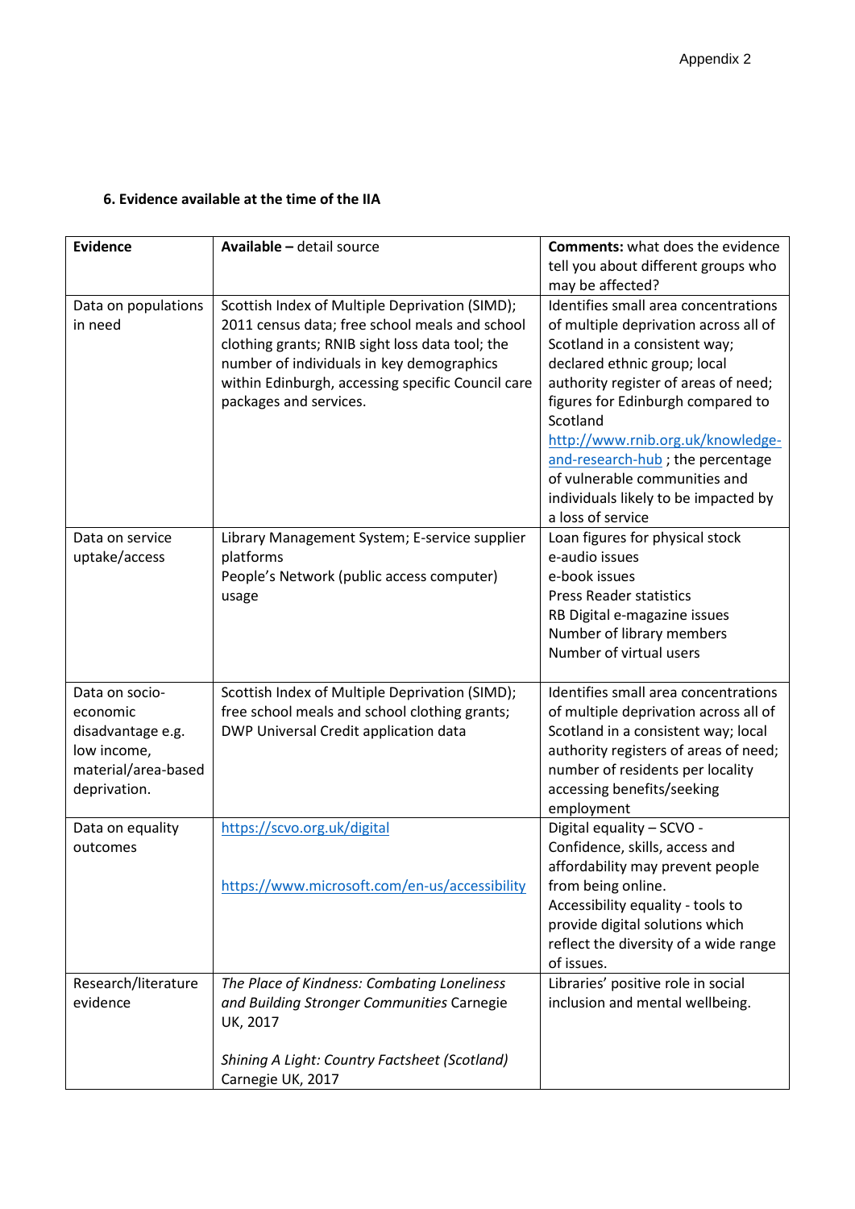### 6. Evidence available at the time of the IIA

| **Evidence** | **Available –** detail source | **Comments:** what does the evidence tell you about different groups who may be affected? |
|---|---|---|
| Data on populations in need | Scottish Index of Multiple Deprivation (SIMD); 2011 census data; free school meals and school clothing grants; RNIB sight loss data tool; the number of individuals in key demographics within Edinburgh, accessing specific Council care packages and services. | Identifies small area concentrations of multiple deprivation across all of Scotland in a consistent way; declared ethnic group; local authority register of areas of need; figures for Edinburgh compared to Scotland [http://www.rnib.org.uk/knowledge-and-research-hub](http://www.rnib.org.uk/knowledge-and-research-hub) ; the percentage of vulnerable communities and individuals likely to be impacted by a loss of service |
| Data on service uptake/access | Library Management System; E-service supplier platforms<br>People's Network (public access computer) usage | Loan figures for physical stock<br>e-audio issues<br>e-book issues<br>Press Reader statistics<br>RB Digital e-magazine issues<br>Number of library members<br>Number of virtual users |
| Data on socio-economic disadvantage e.g. low income, material/area-based deprivation. | Scottish Index of Multiple Deprivation (SIMD); free school meals and school clothing grants; DWP Universal Credit application data | Identifies small area concentrations of multiple deprivation across all of Scotland in a consistent way; local authority registers of areas of need; number of residents per locality accessing benefits/seeking employment |
| Data on equality outcomes | [https://scvo.org.uk/digital](https://scvo.org.uk/digital)<br><br>[https://www.microsoft.com/en-us/accessibility](https://www.microsoft.com/en-us/accessibility) | Digital equality – SCVO - Confidence, skills, access and affordability may prevent people from being online.<br>Accessibility equality - tools to provide digital solutions which reflect the diversity of a wide range of issues. |
| Research/literature evidence | *The Place of Kindness: Combating Loneliness and Building Stronger Communities* Carnegie UK, 2017<br><br>*Shining A Light: Country Factsheet (Scotland)* Carnegie UK, 2017 | Libraries' positive role in social inclusion and mental wellbeing. |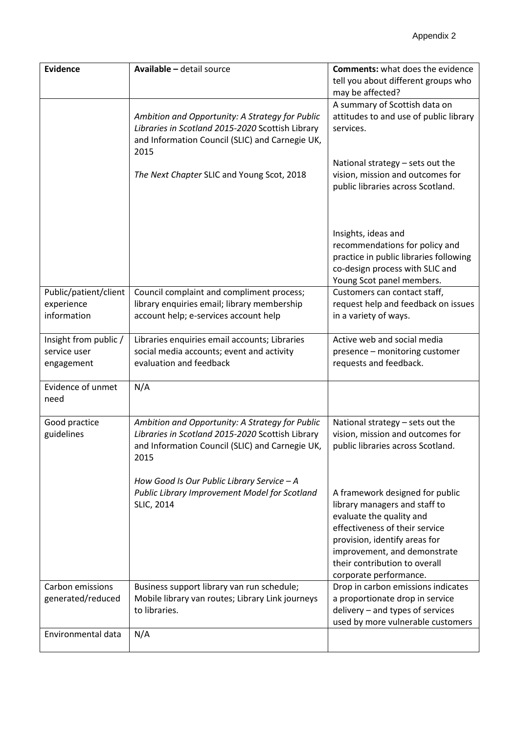| Evidence | Available – detail source | **Comments:** what does the evidence tell you about different groups who may be affected? |
|---|---|---|
| | *Ambition and Opportunity: A Strategy for Public Libraries in Scotland 2015-2020* Scottish Library and Information Council (SLIC) and Carnegie UK, 2015<br><br>*The Next Chapter* SLIC and Young Scot, 2018 | A summary of Scottish data on attitudes to and use of public library services.<br><br>National strategy – sets out the vision, mission and outcomes for public libraries across Scotland.<br><br>Insights, ideas and recommendations for policy and practice in public libraries following co-design process with SLIC and Young Scot panel members. |
| Public/patient/client experience information | Council complaint and compliment process; library enquiries email; library membership account help; e-services account help | Customers can contact staff, request help and feedback on issues in a variety of ways. |
| Insight from public / service user engagement | Libraries enquiries email accounts; Libraries social media accounts; event and activity evaluation and feedback | Active web and social media presence – monitoring customer requests and feedback. |
| Evidence of unmet need | N/A | |
| Good practice guidelines | *Ambition and Opportunity: A Strategy for Public Libraries in Scotland 2015-2020* Scottish Library and Information Council (SLIC) and Carnegie UK, 2015<br><br>*How Good Is Our Public Library Service – A Public Library Improvement Model for Scotland* SLIC, 2014 | National strategy – sets out the vision, mission and outcomes for public libraries across Scotland.<br><br>A framework designed for public library managers and staff to evaluate the quality and effectiveness of their service provision, identify areas for improvement, and demonstrate their contribution to overall corporate performance. |
| Carbon emissions generated/reduced | Business support library van run schedule; Mobile library van routes; Library Link journeys to libraries. | Drop in carbon emissions indicates a proportionate drop in service delivery – and types of services used by more vulnerable customers |
| Environmental data | N/A | |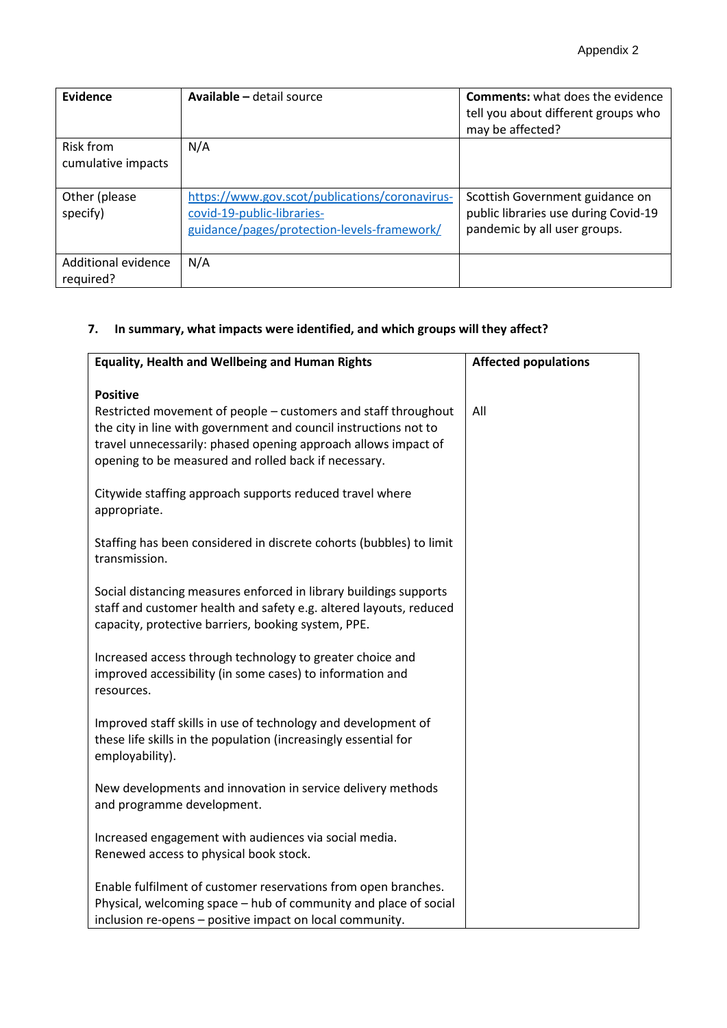| Evidence | **Available –** detail source | **Comments:** what does the evidence tell you about different groups who may be affected? |
|---|---|---|
| Risk from cumulative impacts | N/A | |
| Other (please specify) | https://www.gov.scot/publications/coronavirus-covid-19-public-libraries-guidance/pages/protection-levels-framework/ | Scottish Government guidance on public libraries use during Covid-19 pandemic by all user groups. |
| Additional evidence required? | N/A | |

### 7. In summary, what impacts were identified, and which groups will they affect?

| Equality, Health and Wellbeing and Human Rights | Affected populations |
|---|---|
| **Positive**<br>Restricted movement of people – customers and staff throughout the city in line with government and council instructions not to travel unnecessarily: phased opening approach allows impact of opening to be measured and rolled back if necessary.<br><br>Citywide staffing approach supports reduced travel where appropriate.<br><br>Staffing has been considered in discrete cohorts (bubbles) to limit transmission.<br><br>Social distancing measures enforced in library buildings supports staff and customer health and safety e.g. altered layouts, reduced capacity, protective barriers, booking system, PPE.<br><br>Increased access through technology to greater choice and improved accessibility (in some cases) to information and resources.<br><br>Improved staff skills in use of technology and development of these life skills in the population (increasingly essential for employability).<br><br>New developments and innovation in service delivery methods and programme development.<br><br>Increased engagement with audiences via social media.<br>Renewed access to physical book stock.<br><br>Enable fulfilment of customer reservations from open branches.<br>Physical, welcoming space – hub of community and place of social inclusion re-opens – positive impact on local community. | All |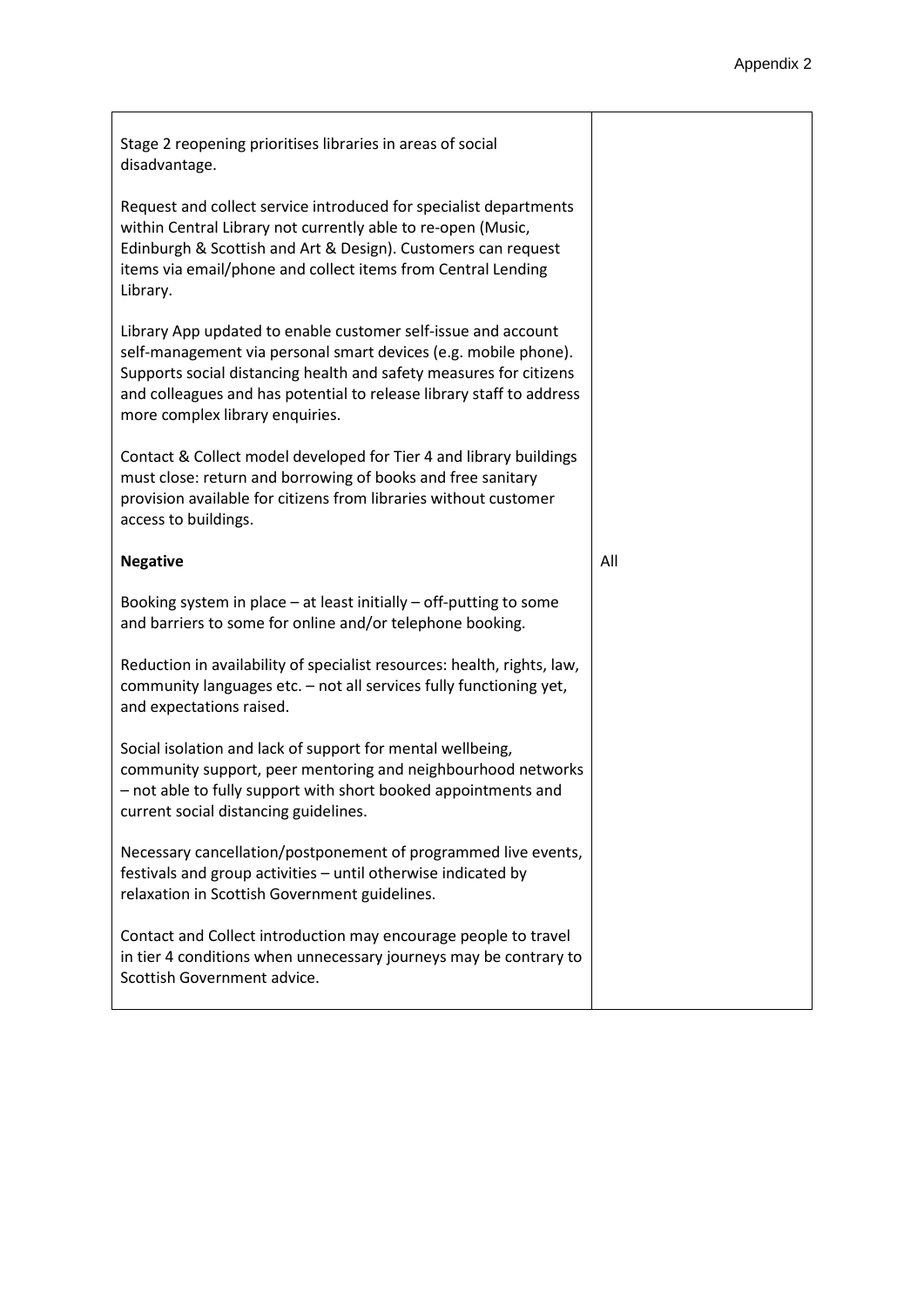| | |
|---|---|
| Stage 2 reopening prioritises libraries in areas of social disadvantage.<br><br>Request and collect service introduced for specialist departments within Central Library not currently able to re-open (Music, Edinburgh & Scottish and Art & Design). Customers can request items via email/phone and collect items from Central Lending Library.<br><br>Library App updated to enable customer self-issue and account self-management via personal smart devices (e.g. mobile phone). Supports social distancing health and safety measures for citizens and colleagues and has potential to release library staff to address more complex library enquiries.<br><br>Contact & Collect model developed for Tier 4 and library buildings must close: return and borrowing of books and free sanitary provision available for citizens from libraries without customer access to buildings. | |
| **Negative**<br><br>Booking system in place – at least initially – off-putting to some and barriers to some for online and/or telephone booking.<br><br>Reduction in availability of specialist resources: health, rights, law, community languages etc. – not all services fully functioning yet, and expectations raised.<br><br>Social isolation and lack of support for mental wellbeing, community support, peer mentoring and neighbourhood networks – not able to fully support with short booked appointments and current social distancing guidelines.<br><br>Necessary cancellation/postponement of programmed live events, festivals and group activities – until otherwise indicated by relaxation in Scottish Government guidelines.<br><br>Contact and Collect introduction may encourage people to travel in tier 4 conditions when unnecessary journeys may be contrary to Scottish Government advice. | All |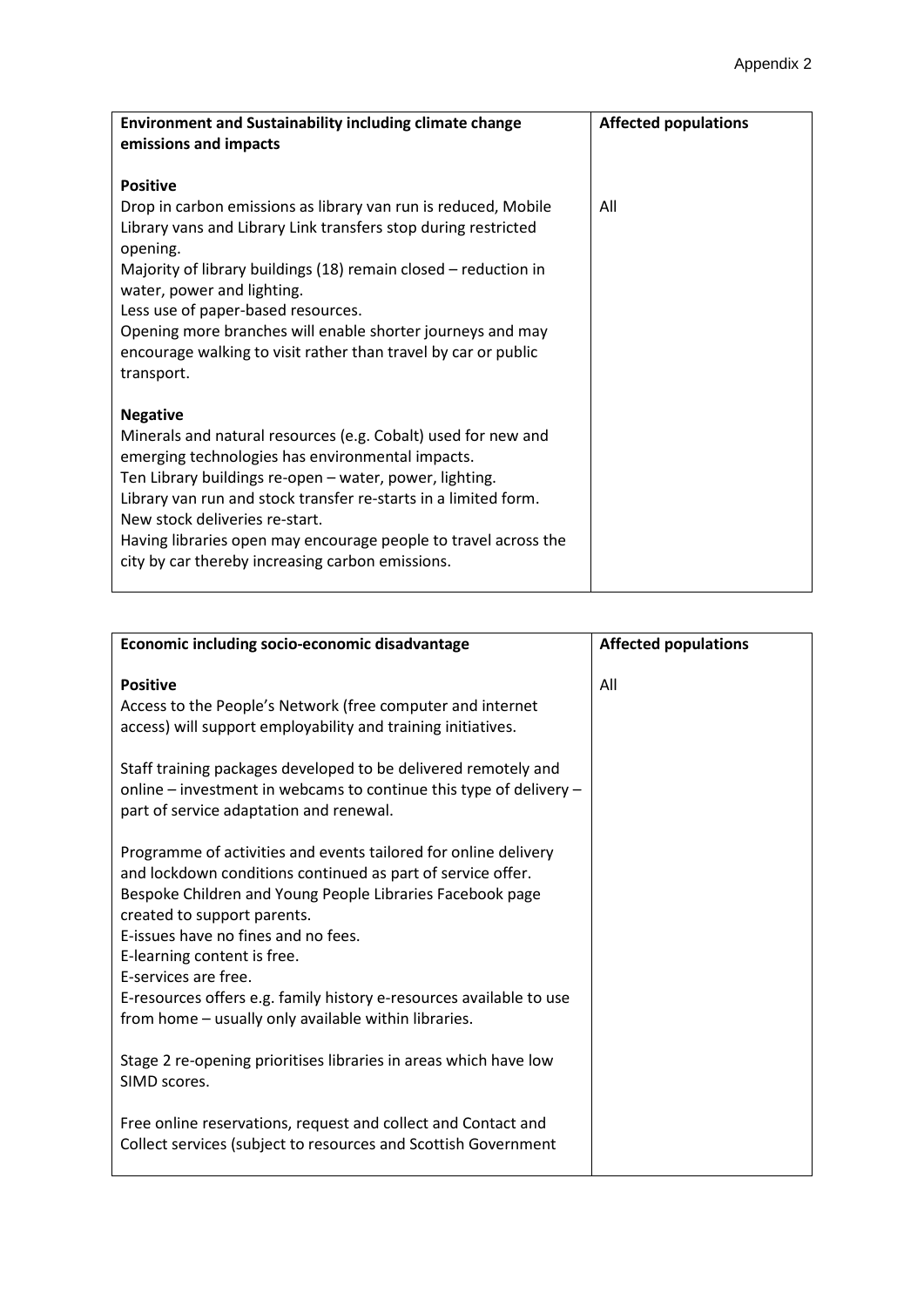| Environment and Sustainability including climate change emissions and impacts | Affected populations |
| --- | --- |
| **Positive**<br>Drop in carbon emissions as library van run is reduced, Mobile Library vans and Library Link transfers stop during restricted opening.<br>Majority of library buildings (18) remain closed – reduction in water, power and lighting.<br>Less use of paper-based resources.<br>Opening more branches will enable shorter journeys and may encourage walking to visit rather than travel by car or public transport.<br><br>**Negative**<br>Minerals and natural resources (e.g. Cobalt) used for new and emerging technologies has environmental impacts.<br>Ten Library buildings re-open – water, power, lighting.<br>Library van run and stock transfer re-starts in a limited form.<br>New stock deliveries re-start.<br>Having libraries open may encourage people to travel across the city by car thereby increasing carbon emissions. | All |

| Economic including socio-economic disadvantage | Affected populations |
| --- | --- |
| **Positive**<br>Access to the People's Network (free computer and internet access) will support employability and training initiatives.<br><br>Staff training packages developed to be delivered remotely and online – investment in webcams to continue this type of delivery – part of service adaptation and renewal.<br><br>Programme of activities and events tailored for online delivery and lockdown conditions continued as part of service offer.<br>Bespoke Children and Young People Libraries Facebook page created to support parents.<br>E-issues have no fines and no fees.<br>E-learning content is free.<br>E-services are free.<br>E-resources offers e.g. family history e-resources available to use from home – usually only available within libraries.<br><br>Stage 2 re-opening prioritises libraries in areas which have low SIMD scores.<br><br>Free online reservations, request and collect and Contact and Collect services (subject to resources and Scottish Government | All |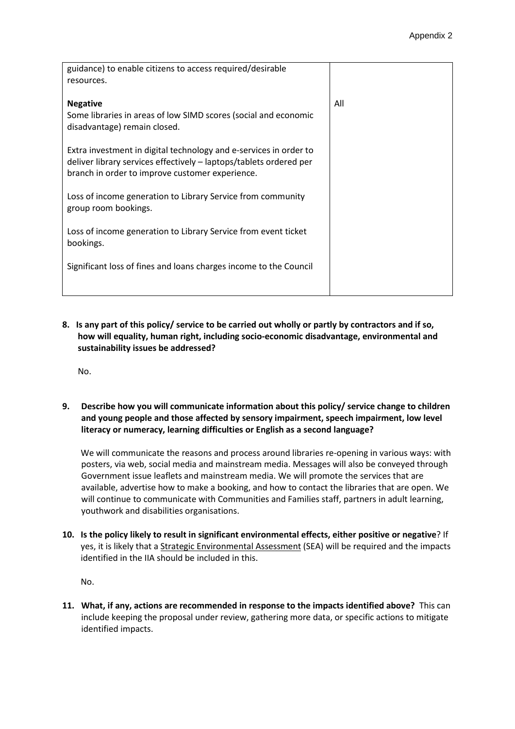| | |
|---|---|
| guidance) to enable citizens to access required/desirable resources.<br><br>**Negative**<br>Some libraries in areas of low SIMD scores (social and economic disadvantage) remain closed.<br><br>Extra investment in digital technology and e-services in order to deliver library services effectively – laptops/tablets ordered per branch in order to improve customer experience.<br><br>Loss of income generation to Library Service from community group room bookings.<br><br>Loss of income generation to Library Service from event ticket bookings.<br><br>Significant loss of fines and loans charges income to the Council | <br><br><br>All |

**8. Is any part of this policy/ service to be carried out wholly or partly by contractors and if so, how will equality, human right, including socio-economic disadvantage, environmental and sustainability issues be addressed?**

No.

**9. Describe how you will communicate information about this policy/ service change to children and young people and those affected by sensory impairment, speech impairment, low level literacy or numeracy, learning difficulties or English as a second language?**

We will communicate the reasons and process around libraries re-opening in various ways: with posters, via web, social media and mainstream media. Messages will also be conveyed through Government issue leaflets and mainstream media. We will promote the services that are available, advertise how to make a booking, and how to contact the libraries that are open. We will continue to communicate with Communities and Families staff, partners in adult learning, youthwork and disabilities organisations.

**10. Is the policy likely to result in significant environmental effects, either positive or negative**? If yes, it is likely that a Strategic Environmental Assessment (SEA) will be required and the impacts identified in the IIA should be included in this.

No.

**11. What, if any, actions are recommended in response to the impacts identified above?** This can include keeping the proposal under review, gathering more data, or specific actions to mitigate identified impacts.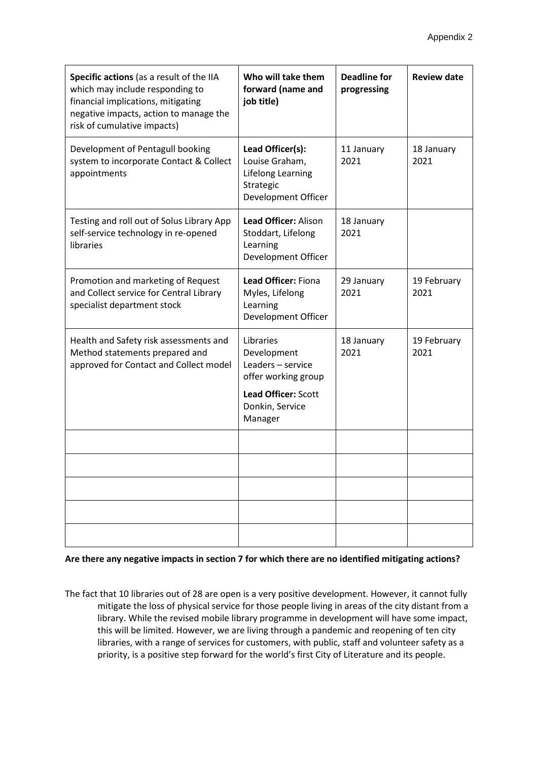| **Specific actions** (as a result of the IIA which may include responding to financial implications, mitigating negative impacts, action to manage the risk of cumulative impacts) | **Who will take them forward (name and job title)** | **Deadline for progressing** | **Review date** |
|---|---|---|---|
| Development of Pentagull booking system to incorporate Contact & Collect appointments | **Lead Officer(s):** Louise Graham, Lifelong Learning Strategic Development Officer | 11 January 2021 | 18 January 2021 |
| Testing and roll out of Solus Library App self-service technology in re-opened libraries | **Lead Officer:** Alison Stoddart, Lifelong Learning Development Officer | 18 January 2021 | |
| Promotion and marketing of Request and Collect service for Central Library specialist department stock | **Lead Officer:** Fiona Myles, Lifelong Learning Development Officer | 29 January 2021 | 19 February 2021 |
| Health and Safety risk assessments and Method statements prepared and approved for Contact and Collect model | Libraries Development Leaders – service offer working group<br>**Lead Officer:** Scott Donkin, Service Manager | 18 January 2021 | 19 February 2021 |
| | | | |
| | | | |
| | | | |
| | | | |
| | | | |

**Are there any negative impacts in section 7 for which there are no identified mitigating actions?**

The fact that 10 libraries out of 28 are open is a very positive development. However, it cannot fully mitigate the loss of physical service for those people living in areas of the city distant from a library. While the revised mobile library programme in development will have some impact, this will be limited. However, we are living through a pandemic and reopening of ten city libraries, with a range of services for customers, with public, staff and volunteer safety as a priority, is a positive step forward for the world's first City of Literature and its people.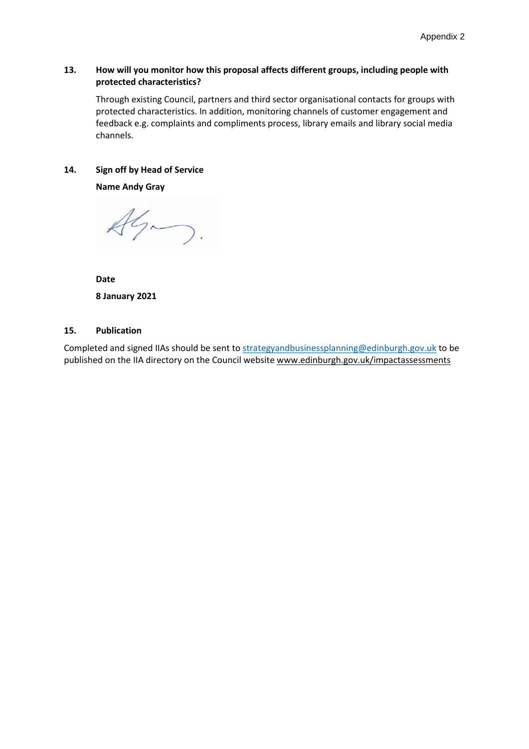Appendix 2

**13. How will you monitor how this proposal affects different groups, including people with protected characteristics?**

Through existing Council, partners and third sector organisational contacts for groups with protected characteristics. In addition, monitoring channels of customer engagement and feedback e.g. complaints and compliments process, library emails and library social media channels.

**14. Sign off by Head of Service**

**Name Andy Gray**

**Date**

**8 January 2021**

**15. Publication**

Completed and signed IIAs should be sent to strategyandbusinessplanning@edinburgh.gov.uk to be published on the IIA directory on the Council website www.edinburgh.gov.uk/impactassessments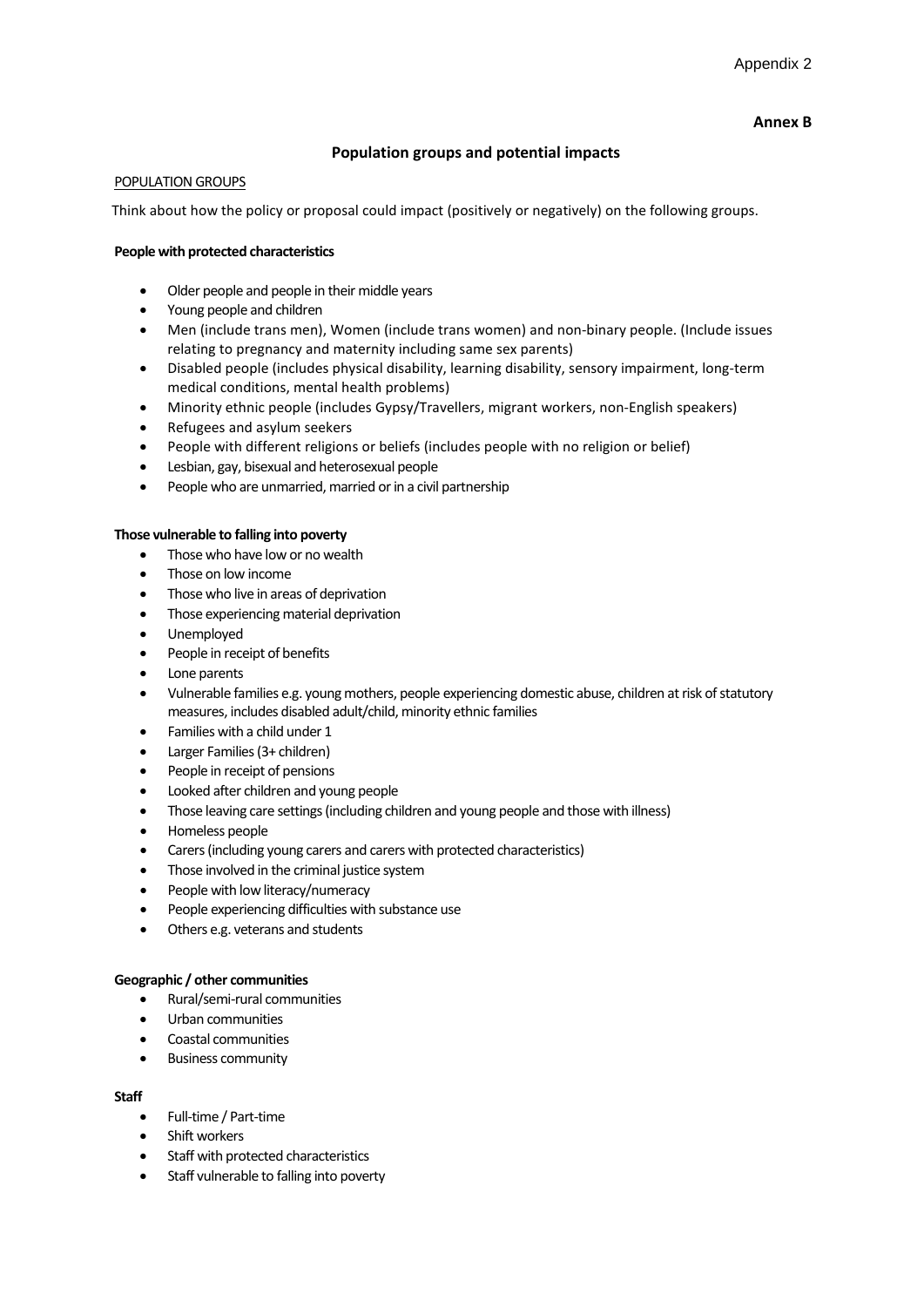Appendix 2

**Annex B**

## Population groups and potential impacts

POPULATION GROUPS

Think about how the policy or proposal could impact (positively or negatively) on the following groups.

**People with protected characteristics**

- Older people and people in their middle years
- Young people and children
- Men (include trans men), Women (include trans women) and non-binary people. (Include issues relating to pregnancy and maternity including same sex parents)
- Disabled people (includes physical disability, learning disability, sensory impairment, long-term medical conditions, mental health problems)
- Minority ethnic people (includes Gypsy/Travellers, migrant workers, non-English speakers)
- Refugees and asylum seekers
- People with different religions or beliefs (includes people with no religion or belief)
- Lesbian, gay, bisexual and heterosexual people
- People who are unmarried, married or in a civil partnership

**Those vulnerable to falling into poverty**

- Those who have low or no wealth
- Those on low income
- Those who live in areas of deprivation
- Those experiencing material deprivation
- Unemployed
- People in receipt of benefits
- Lone parents
- Vulnerable families e.g. young mothers, people experiencing domestic abuse, children at risk of statutory measures, includes disabled adult/child, minority ethnic families
- Families with a child under 1
- Larger Families (3+ children)
- People in receipt of pensions
- Looked after children and young people
- Those leaving care settings (including children and young people and those with illness)
- Homeless people
- Carers (including young carers and carers with protected characteristics)
- Those involved in the criminal justice system
- People with low literacy/numeracy
- People experiencing difficulties with substance use
- Others e.g. veterans and students

**Geographic / other communities**

- Rural/semi-rural communities
- Urban communities
- Coastal communities
- Business community

**Staff**

- Full-time / Part-time
- Shift workers
- Staff with protected characteristics
- Staff vulnerable to falling into poverty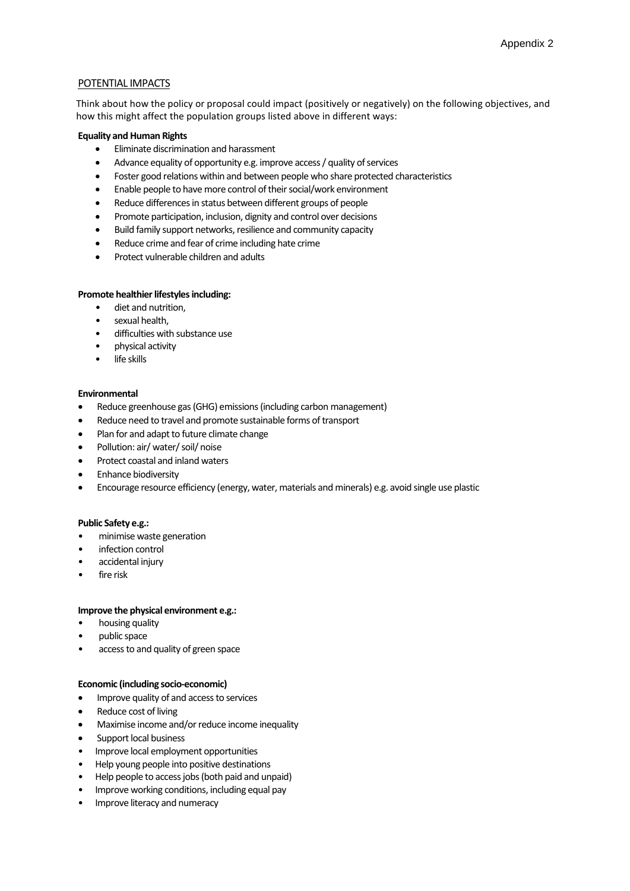Appendix 2

## POTENTIAL IMPACTS

Think about how the policy or proposal could impact (positively or negatively) on the following objectives, and how this might affect the population groups listed above in different ways:

**Equality and Human Rights**

- Eliminate discrimination and harassment
- Advance equality of opportunity e.g. improve access / quality of services
- Foster good relations within and between people who share protected characteristics
- Enable people to have more control of their social/work environment
- Reduce differences in status between different groups of people
- Promote participation, inclusion, dignity and control over decisions
- Build family support networks, resilience and community capacity
- Reduce crime and fear of crime including hate crime
- Protect vulnerable children and adults

**Promote healthier lifestyles including:**

- diet and nutrition,
- sexual health,
- difficulties with substance use
- physical activity
- life skills

**Environmental**

- Reduce greenhouse gas (GHG) emissions (including carbon management)
- Reduce need to travel and promote sustainable forms of transport
- Plan for and adapt to future climate change
- Pollution: air/ water/ soil/ noise
- Protect coastal and inland waters
- Enhance biodiversity
- Encourage resource efficiency (energy, water, materials and minerals) e.g. avoid single use plastic

**Public Safety e.g.:**

- minimise waste generation
- infection control
- accidental injury
- fire risk

**Improve the physical environment e.g.:**

- housing quality
- public space
- access to and quality of green space

**Economic (including socio-economic)**

- Improve quality of and access to services
- Reduce cost of living
- Maximise income and/or reduce income inequality
- Support local business
- Improve local employment opportunities
- Help young people into positive destinations
- Help people to access jobs (both paid and unpaid)
- Improve working conditions, including equal pay
- Improve literacy and numeracy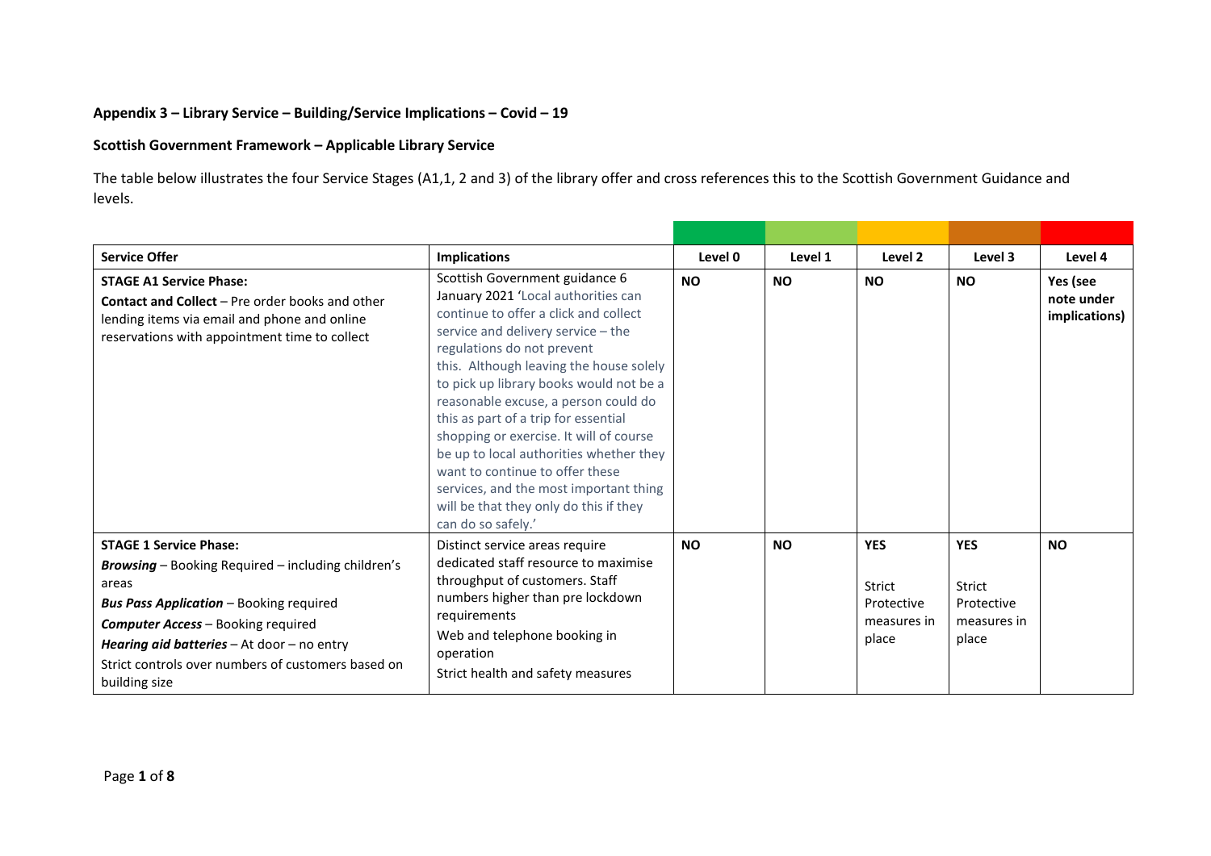**Appendix 3 – Library Service – Building/Service Implications – Covid – 19**

**Scottish Government Framework – Applicable Library Service**

The table below illustrates the four Service Stages (A1,1, 2 and 3) of the library offer and cross references this to the Scottish Government Guidance and levels.

| Service Offer | Implications | Level 0 | Level 1 | Level 2 | Level 3 | Level 4 |
|---|---|---|---|---|---|---|
| **STAGE A1 Service Phase:**<br>**Contact and Collect** – Pre order books and other lending items via email and phone and online reservations with appointment time to collect | Scottish Government guidance 6 January 2021 'Local authorities can continue to offer a click and collect service and delivery service – the regulations do not prevent this. Although leaving the house solely to pick up library books would not be a reasonable excuse, a person could do this as part of a trip for essential shopping or exercise. It will of course be up to local authorities whether they want to continue to offer these services, and the most important thing will be that they only do this if they can do so safely.' | **NO** | **NO** | **NO** | **NO** | **Yes (see note under implications)** |
| **STAGE 1 Service Phase:**<br>***Browsing*** – Booking Required – including children's areas<br>***Bus Pass Application*** – Booking required<br>***Computer Access*** – Booking required<br>***Hearing aid batteries*** – At door – no entry<br>Strict controls over numbers of customers based on building size | Distinct service areas require dedicated staff resource to maximise throughput of customers. Staff numbers higher than pre lockdown requirements<br>Web and telephone booking in operation<br>Strict health and safety measures | **NO** | **NO** | **YES**<br><br>Strict Protective measures in place | **YES**<br><br>Strict Protective measures in place | **NO** |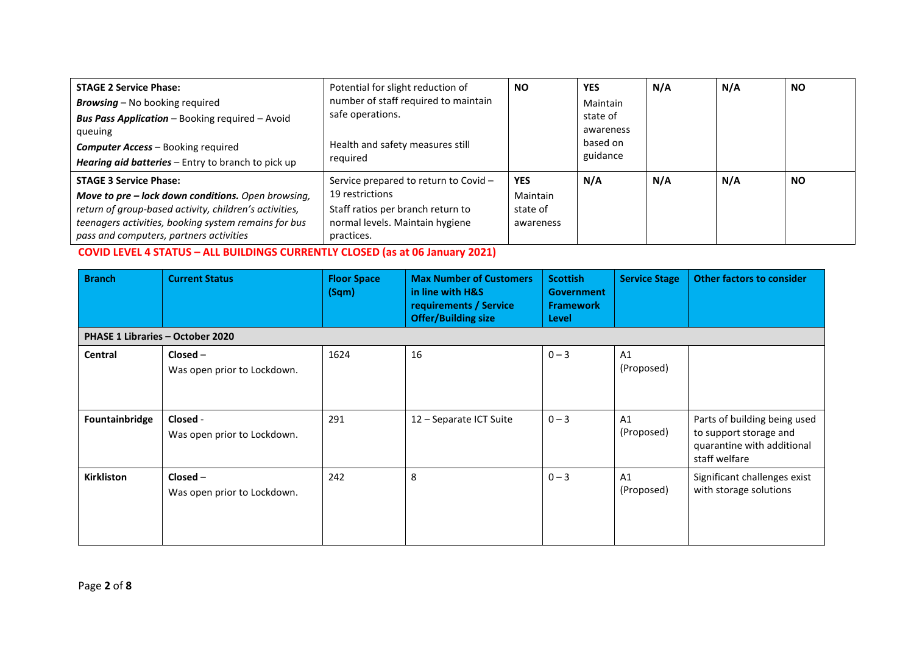| | | | | | | |
|---|---|---|---|---|---|---|
| **STAGE 2 Service Phase:**<br>***Browsing*** – No booking required<br>***Bus Pass Application*** – Booking required – Avoid queuing<br>***Computer Access*** – Booking required<br>***Hearing aid batteries*** – Entry to branch to pick up | Potential for slight reduction of number of staff required to maintain safe operations.<br><br>Health and safety measures still required | **NO** | **YES**<br>Maintain state of awareness based on guidance | **N/A** | **N/A** | **NO** |
| **STAGE 3 Service Phase:**<br>***Move to pre – lock down conditions.*** *Open browsing, return of group-based activity, children's activities, teenagers activities, booking system remains for bus pass and computers, partners activities* | Service prepared to return to Covid – 19 restrictions<br>Staff ratios per branch return to normal levels. Maintain hygiene practices. | **YES**<br>Maintain state of awareness | **N/A** | **N/A** | **N/A** | **NO** |

**COVID LEVEL 4 STATUS – ALL BUILDINGS CURRENTLY CLOSED (as at 06 January 2021)**

| Branch | Current Status | Floor Space (Sqm) | Max Number of Customers in line with H&S requirements / Service Offer/Building size | Scottish Government Framework Level | Service Stage | Other factors to consider |
|---|---|---|---|---|---|---|
| **PHASE 1 Libraries – October 2020** | | | | | | |
| **Central** | **Closed** –<br>Was open prior to Lockdown. | 1624 | 16 | 0 – 3 | A1 (Proposed) | |
| **Fountainbridge** | **Closed** -<br>Was open prior to Lockdown. | 291 | 12 – Separate ICT Suite | 0 – 3 | A1 (Proposed) | Parts of building being used to support storage and quarantine with additional staff welfare |
| **Kirkliston** | **Closed** –<br>Was open prior to Lockdown. | 242 | 8 | 0 – 3 | A1 (Proposed) | Significant challenges exist with storage solutions |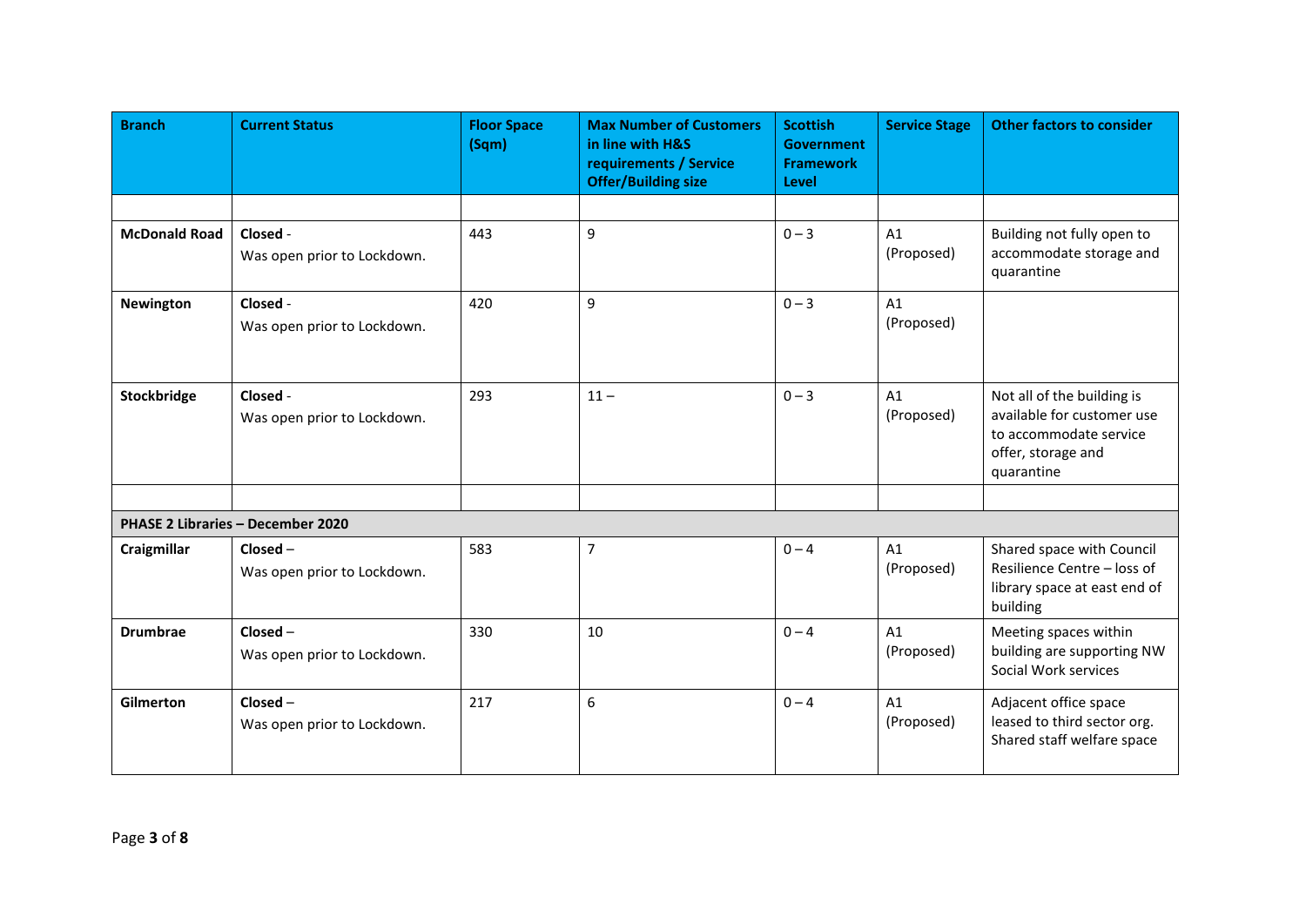| Branch | Current Status | Floor Space (Sqm) | Max Number of Customers in line with H&S requirements / Service Offer/Building size | Scottish Government Framework Level | Service Stage | Other factors to consider |
|---|---|---|---|---|---|---|
| | | | | | | |
| **McDonald Road** | **Closed** - Was open prior to Lockdown. | 443 | 9 | 0 – 3 | A1 (Proposed) | Building not fully open to accommodate storage and quarantine |
| **Newington** | **Closed** - Was open prior to Lockdown. | 420 | 9 | 0 – 3 | A1 (Proposed) | |
| **Stockbridge** | **Closed** - Was open prior to Lockdown. | 293 | 11 – | 0 – 3 | A1 (Proposed) | Not all of the building is available for customer use to accommodate service offer, storage and quarantine |
| | | | | | | |
| **PHASE 2 Libraries – December 2020** | | | | | | |
| **Craigmillar** | **Closed** – Was open prior to Lockdown. | 583 | 7 | 0 – 4 | A1 (Proposed) | Shared space with Council Resilience Centre – loss of library space at east end of building |
| **Drumbrae** | **Closed** – Was open prior to Lockdown. | 330 | 10 | 0 – 4 | A1 (Proposed) | Meeting spaces within building are supporting NW Social Work services |
| **Gilmerton** | **Closed** – Was open prior to Lockdown. | 217 | 6 | 0 – 4 | A1 (Proposed) | Adjacent office space leased to third sector org. Shared staff welfare space |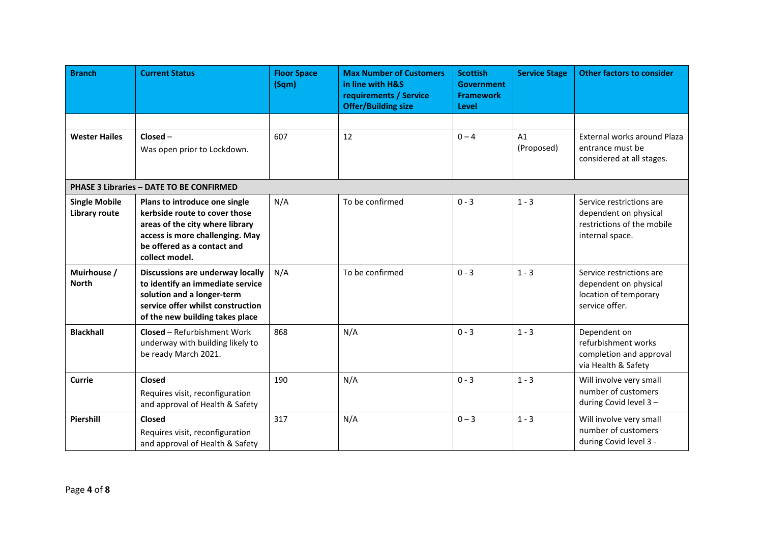| Branch | Current Status | Floor Space (Sqm) | Max Number of Customers in line with H&S requirements / Service Offer/Building size | Scottish Government Framework Level | Service Stage | Other factors to consider |
|---|---|---|---|---|---|---|
| | | | | | | |
| **Wester Hailes** | **Closed** – Was open prior to Lockdown. | 607 | 12 | 0 – 4 | A1 (Proposed) | External works around Plaza entrance must be considered at all stages. |
| **PHASE 3 Libraries – DATE TO BE CONFIRMED** | | | | | | |
| **Single Mobile Library route** | **Plans to introduce one single kerbside route to cover those areas of the city where library access is more challenging. May be offered as a contact and collect model.** | N/A | To be confirmed | 0 - 3 | 1 - 3 | Service restrictions are dependent on physical restrictions of the mobile internal space. |
| **Muirhouse / North** | **Discussions are underway locally to identify an immediate service solution and a longer-term service offer whilst construction of the new building takes place** | N/A | To be confirmed | 0 - 3 | 1 - 3 | Service restrictions are dependent on physical location of temporary service offer. |
| **Blackhall** | **Closed** – Refurbishment Work underway with building likely to be ready March 2021. | 868 | N/A | 0 - 3 | 1 - 3 | Dependent on refurbishment works completion and approval via Health & Safety |
| **Currie** | **Closed** Requires visit, reconfiguration and approval of Health & Safety | 190 | N/A | 0 - 3 | 1 - 3 | Will involve very small number of customers during Covid level 3 – |
| **Piershill** | **Closed** Requires visit, reconfiguration and approval of Health & Safety | 317 | N/A | 0 – 3 | 1 - 3 | Will involve very small number of customers during Covid level 3 - |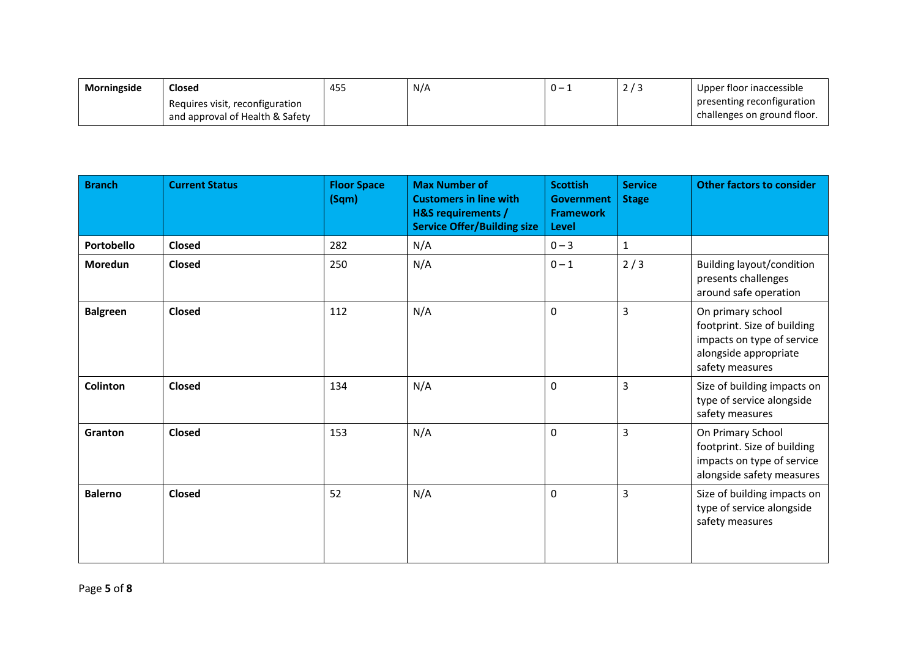| **Morningside** | **Closed** Requires visit, reconfiguration and approval of Health & Safety | 455 | N/A | 0 – 1 | 2 / 3 | Upper floor inaccessible presenting reconfiguration challenges on ground floor. |
|---|---|---|---|---|---|---|

| **Branch** | **Current Status** | **Floor Space (Sqm)** | **Max Number of Customers in line with H&S requirements / Service Offer/Building size** | **Scottish Government Framework Level** | **Service Stage** | **Other factors to consider** |
|---|---|---|---|---|---|---|
| **Portobello** | **Closed** | 282 | N/A | 0 – 3 | 1 | |
| **Moredun** | **Closed** | 250 | N/A | 0 – 1 | 2 / 3 | Building layout/condition presents challenges around safe operation |
| **Balgreen** | **Closed** | 112 | N/A | 0 | 3 | On primary school footprint. Size of building impacts on type of service alongside appropriate safety measures |
| **Colinton** | **Closed** | 134 | N/A | 0 | 3 | Size of building impacts on type of service alongside safety measures |
| **Granton** | **Closed** | 153 | N/A | 0 | 3 | On Primary School footprint. Size of building impacts on type of service alongside safety measures |
| **Balerno** | **Closed** | 52 | N/A | 0 | 3 | Size of building impacts on type of service alongside safety measures |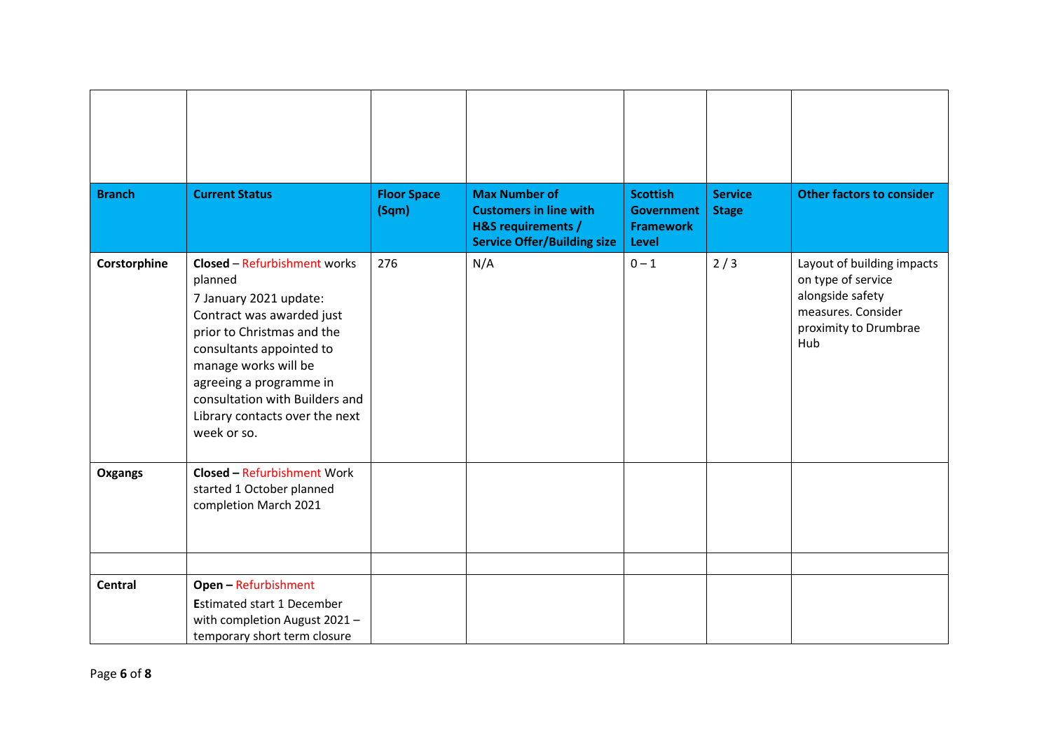| Branch | Current Status | Floor Space (Sqm) | Max Number of Customers in line with H&S requirements / Service Offer/Building size | Scottish Government Framework Level | Service Stage | Other factors to consider |
|---|---|---|---|---|---|---|
| | | | | | | |
| **Corstorphine** | **Closed** – Refurbishment works planned<br>7 January 2021 update: Contract was awarded just prior to Christmas and the consultants appointed to manage works will be agreeing a programme in consultation with Builders and Library contacts over the next week or so. | 276 | N/A | 0 – 1 | 2 / 3 | Layout of building impacts on type of service alongside safety measures. Consider proximity to Drumbrae Hub |
| **Oxgangs** | **Closed –** Refurbishment Work started 1 October planned completion March 2021 | | | | | |
| | | | | | | |
| **Central** | **Open –** Refurbishment<br>**E**stimated start 1 December with completion August 2021 – temporary short term closure | | | | | |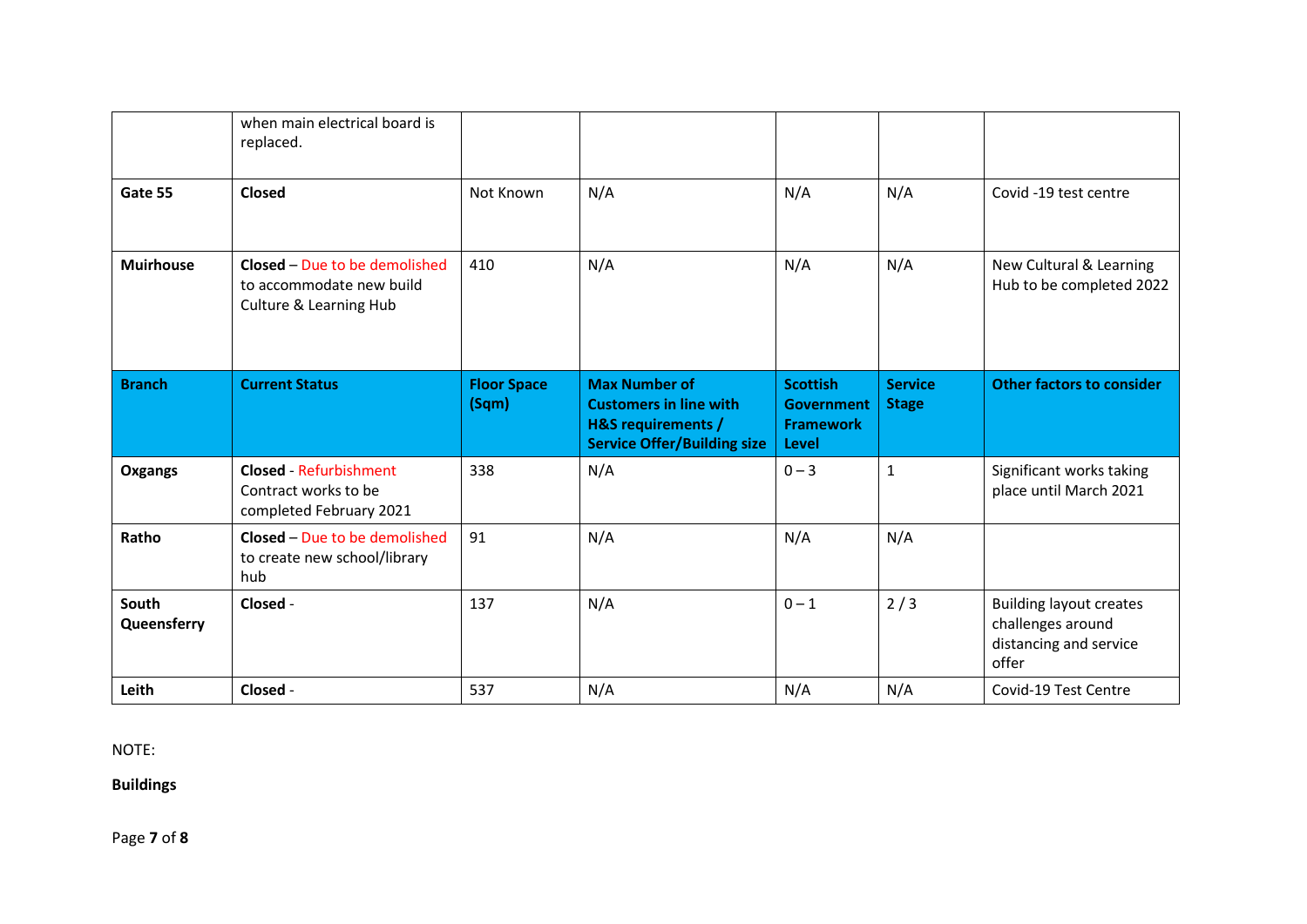| | when main electrical board is replaced. | | | | | |
|---|---|---|---|---|---|---|
| **Gate 55** | **Closed** | Not Known | N/A | N/A | N/A | Covid -19 test centre |
| **Muirhouse** | **Closed** – Due to be demolished to accommodate new build Culture & Learning Hub | 410 | N/A | N/A | N/A | New Cultural & Learning Hub to be completed 2022 |
| **Branch** | **Current Status** | **Floor Space (Sqm)** | **Max Number of Customers in line with H&S requirements / Service Offer/Building size** | **Scottish Government Framework Level** | **Service Stage** | **Other factors to consider** |
| **Oxgangs** | **Closed** - Refurbishment Contract works to be completed February 2021 | 338 | N/A | 0 – 3 | 1 | Significant works taking place until March 2021 |
| **Ratho** | **Closed** – Due to be demolished to create new school/library hub | 91 | N/A | N/A | N/A | |
| **South Queensferry** | **Closed** - | 137 | N/A | 0 – 1 | 2 / 3 | Building layout creates challenges around distancing and service offer |
| **Leith** | **Closed** - | 537 | N/A | N/A | N/A | Covid-19 Test Centre |

NOTE:

**Buildings**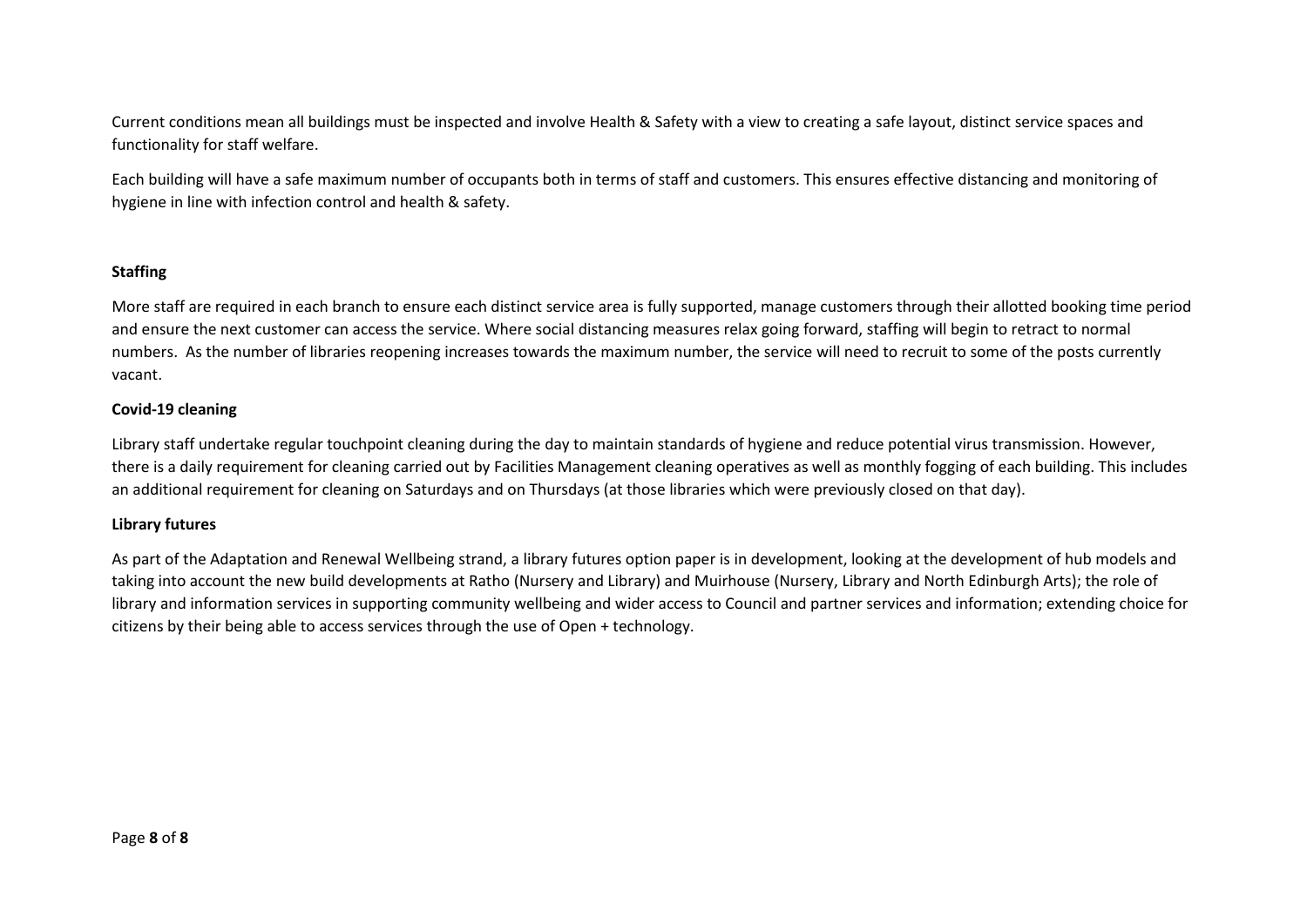Current conditions mean all buildings must be inspected and involve Health & Safety with a view to creating a safe layout, distinct service spaces and functionality for staff welfare.

Each building will have a safe maximum number of occupants both in terms of staff and customers. This ensures effective distancing and monitoring of hygiene in line with infection control and health & safety.

**Staffing**

More staff are required in each branch to ensure each distinct service area is fully supported, manage customers through their allotted booking time period and ensure the next customer can access the service. Where social distancing measures relax going forward, staffing will begin to retract to normal numbers. As the number of libraries reopening increases towards the maximum number, the service will need to recruit to some of the posts currently vacant.

**Covid-19 cleaning**

Library staff undertake regular touchpoint cleaning during the day to maintain standards of hygiene and reduce potential virus transmission. However, there is a daily requirement for cleaning carried out by Facilities Management cleaning operatives as well as monthly fogging of each building. This includes an additional requirement for cleaning on Saturdays and on Thursdays (at those libraries which were previously closed on that day).

**Library futures**

As part of the Adaptation and Renewal Wellbeing strand, a library futures option paper is in development, looking at the development of hub models and taking into account the new build developments at Ratho (Nursery and Library) and Muirhouse (Nursery, Library and North Edinburgh Arts); the role of library and information services in supporting community wellbeing and wider access to Council and partner services and information; extending choice for citizens by their being able to access services through the use of Open + technology.